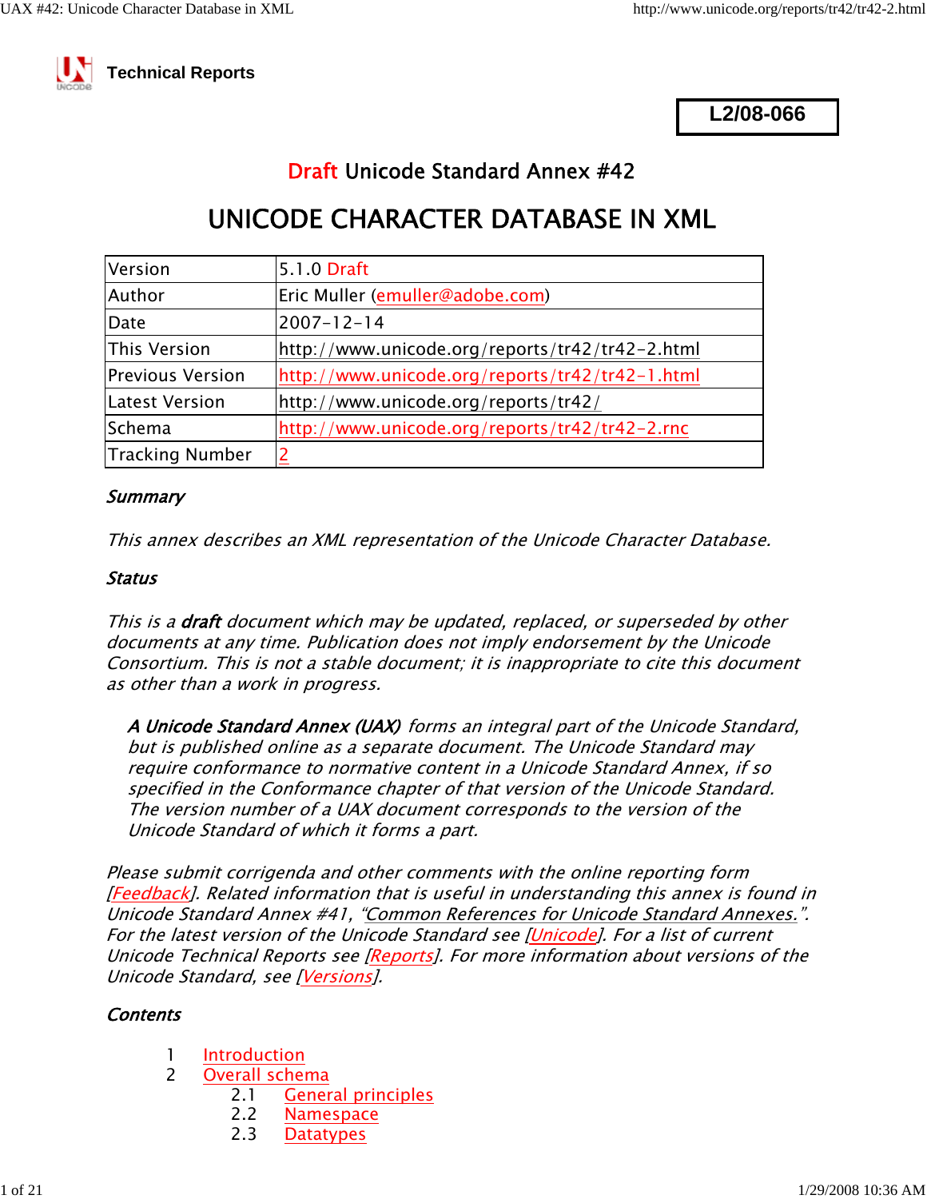**Technical Reports**

**L2/08-066**

## Draft Unicode Standard Annex #42

# UNICODE CHARACTER DATABASE IN XML

| Version | 5.1.0 Draft |
|---|---|
| Author | Eric Muller (emuller@adobe.com) |
| Date | 2007-12-14 |
| This Version | http://www.unicode.org/reports/tr42/tr42-2.html |
| Previous Version | http://www.unicode.org/reports/tr42/tr42-1.html |
| Latest Version | http://www.unicode.org/reports/tr42/ |
| Schema | http://www.unicode.org/reports/tr42/tr42-2.rnc |
| Tracking Number | 2 |

### *Summary*

*This annex describes an XML representation of the Unicode Character Database.*

### *Status*

*This is a **draft** document which may be updated, replaced, or superseded by other documents at any time. Publication does not imply endorsement by the Unicode Consortium. This is not a stable document; it is inappropriate to cite this document as other than a work in progress.*

> ***A Unicode Standard Annex (UAX)** forms an integral part of the Unicode Standard, but is published online as a separate document. The Unicode Standard may require conformance to normative content in a Unicode Standard Annex, if so specified in the Conformance chapter of that version of the Unicode Standard. The version number of a UAX document corresponds to the version of the Unicode Standard of which it forms a part.*

*Please submit corrigenda and other comments with the online reporting form [Feedback]. Related information that is useful in understanding this annex is found in Unicode Standard Annex #41, "Common References for Unicode Standard Annexes.". For the latest version of the Unicode Standard see [Unicode]. For a list of current Unicode Technical Reports see [Reports]. For more information about versions of the Unicode Standard, see [Versions].*

### *Contents*

1 Introduction
2 Overall schema
 2.1 General principles
 2.2 Namespace
 2.3 Datatypes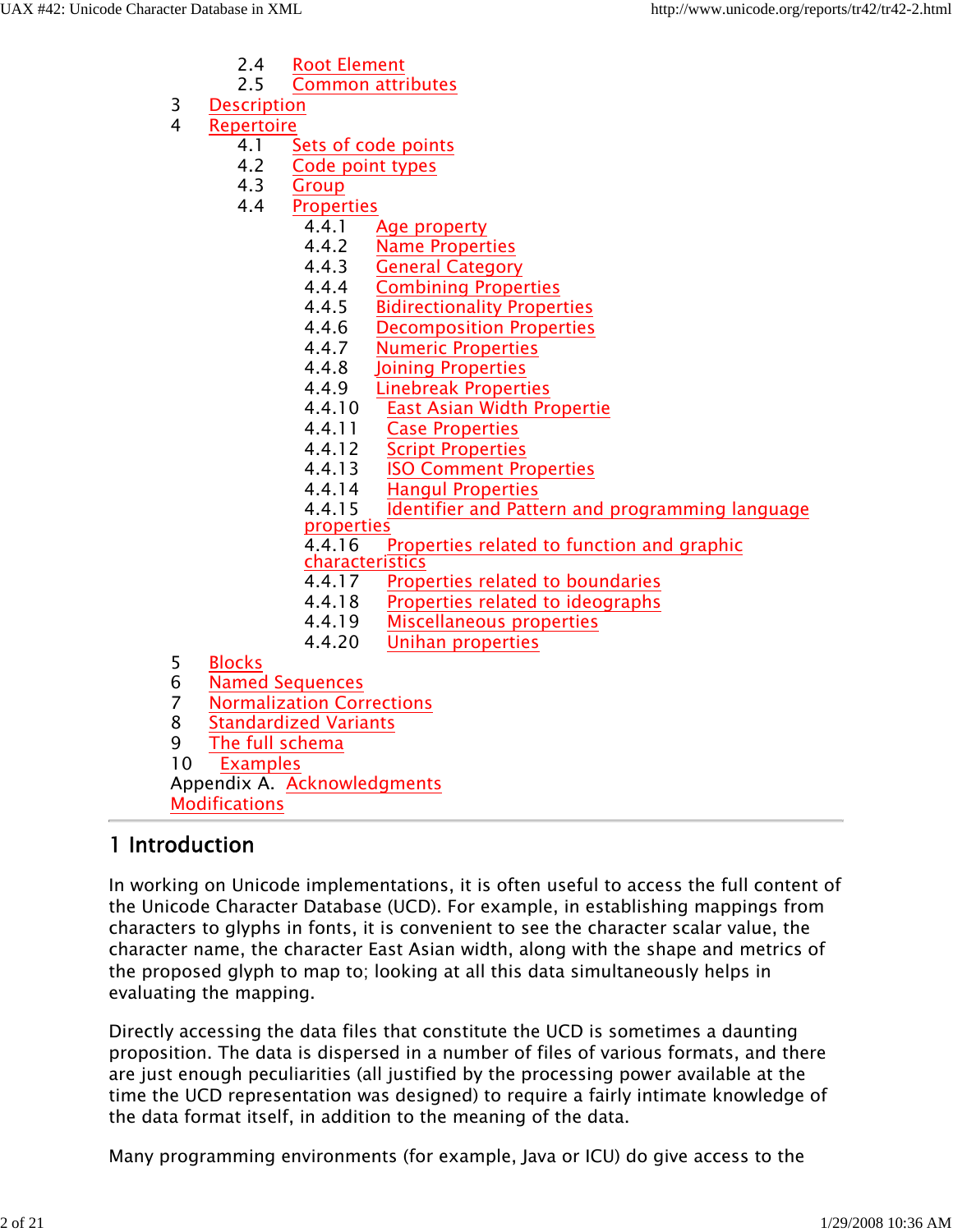- 2.4 Root Element
- 2.5 Common attributes

3 Description

4 Repertoire
- 4.1 Sets of code points
- 4.2 Code point types
- 4.3 Group
- 4.4 Properties
  - 4.4.1 Age property
  - 4.4.2 Name Properties
  - 4.4.3 General Category
  - 4.4.4 Combining Properties
  - 4.4.5 Bidirectionality Properties
  - 4.4.6 Decomposition Properties
  - 4.4.7 Numeric Properties
  - 4.4.8 Joining Properties
  - 4.4.9 Linebreak Properties
  - 4.4.10 East Asian Width Propertie
  - 4.4.11 Case Properties
  - 4.4.12 Script Properties
  - 4.4.13 ISO Comment Properties
  - 4.4.14 Hangul Properties
  - 4.4.15 Identifier and Pattern and programming language properties
  - 4.4.16 Properties related to function and graphic characteristics
  - 4.4.17 Properties related to boundaries
  - 4.4.18 Properties related to ideographs
  - 4.4.19 Miscellaneous properties
  - 4.4.20 Unihan properties

5 Blocks

6 Named Sequences

7 Normalization Corrections

8 Standardized Variants

9 The full schema

10 Examples

Appendix A. Acknowledgments

Modifications

---

## 1 Introduction

In working on Unicode implementations, it is often useful to access the full content of the Unicode Character Database (UCD). For example, in establishing mappings from characters to glyphs in fonts, it is convenient to see the character scalar value, the character name, the character East Asian width, along with the shape and metrics of the proposed glyph to map to; looking at all this data simultaneously helps in evaluating the mapping.

Directly accessing the data files that constitute the UCD is sometimes a daunting proposition. The data is dispersed in a number of files of various formats, and there are just enough peculiarities (all justified by the processing power available at the time the UCD representation was designed) to require a fairly intimate knowledge of the data format itself, in addition to the meaning of the data.

Many programming environments (for example, Java or ICU) do give access to the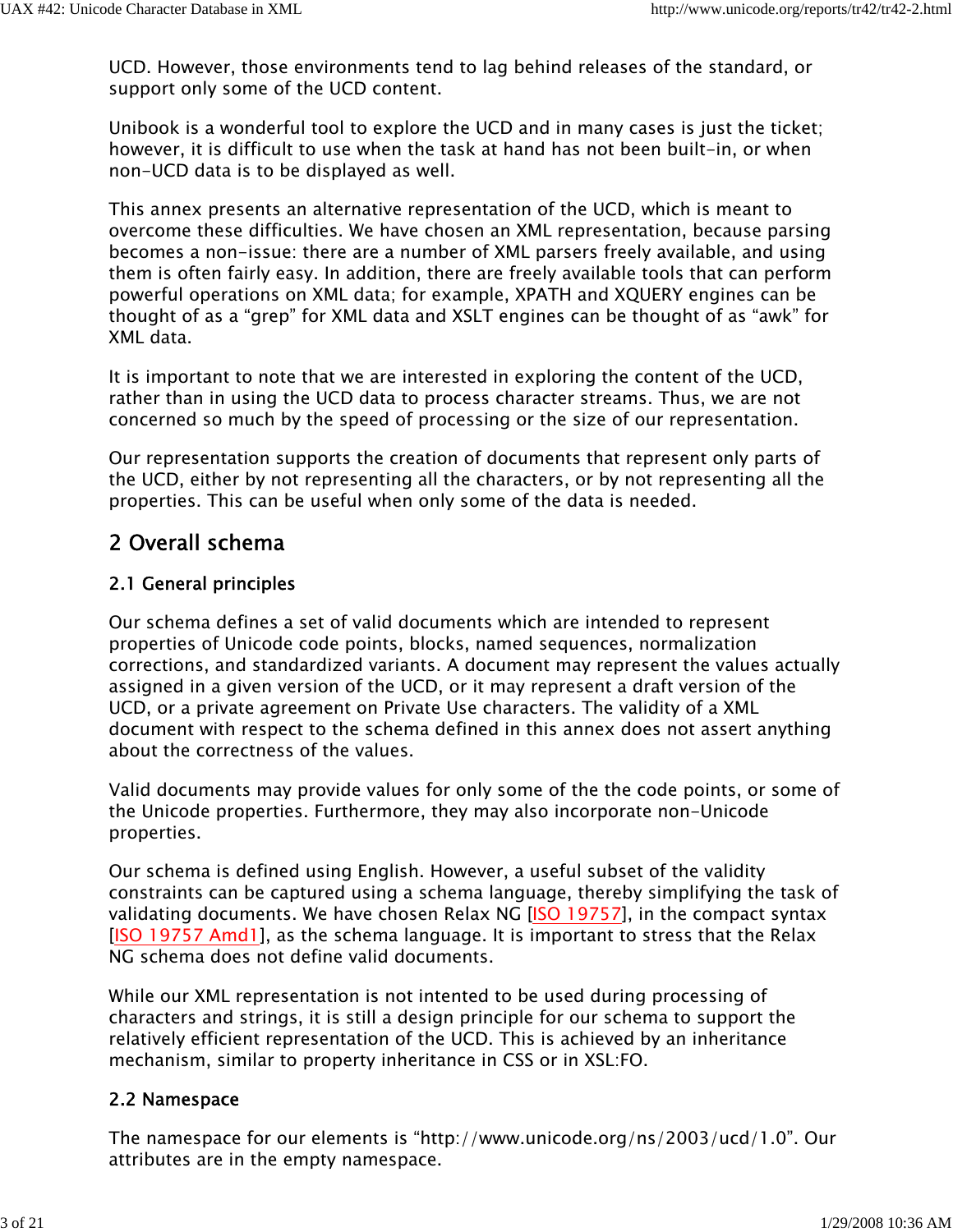UCD. However, those environments tend to lag behind releases of the standard, or support only some of the UCD content.

Unibook is a wonderful tool to explore the UCD and in many cases is just the ticket; however, it is difficult to use when the task at hand has not been built-in, or when non-UCD data is to be displayed as well.

This annex presents an alternative representation of the UCD, which is meant to overcome these difficulties. We have chosen an XML representation, because parsing becomes a non-issue: there are a number of XML parsers freely available, and using them is often fairly easy. In addition, there are freely available tools that can perform powerful operations on XML data; for example, XPATH and XQUERY engines can be thought of as a "grep" for XML data and XSLT engines can be thought of as "awk" for XML data.

It is important to note that we are interested in exploring the content of the UCD, rather than in using the UCD data to process character streams. Thus, we are not concerned so much by the speed of processing or the size of our representation.

Our representation supports the creation of documents that represent only parts of the UCD, either by not representing all the characters, or by not representing all the properties. This can be useful when only some of the data is needed.

## 2 Overall schema

### 2.1 General principles

Our schema defines a set of valid documents which are intended to represent properties of Unicode code points, blocks, named sequences, normalization corrections, and standardized variants. A document may represent the values actually assigned in a given version of the UCD, or it may represent a draft version of the UCD, or a private agreement on Private Use characters. The validity of a XML document with respect to the schema defined in this annex does not assert anything about the correctness of the values.

Valid documents may provide values for only some of the the code points, or some of the Unicode properties. Furthermore, they may also incorporate non-Unicode properties.

Our schema is defined using English. However, a useful subset of the validity constraints can be captured using a schema language, thereby simplifying the task of validating documents. We have chosen Relax NG [ISO 19757], in the compact syntax [ISO 19757 Amd1], as the schema language. It is important to stress that the Relax NG schema does not define valid documents.

While our XML representation is not intented to be used during processing of characters and strings, it is still a design principle for our schema to support the relatively efficient representation of the UCD. This is achieved by an inheritance mechanism, similar to property inheritance in CSS or in XSL:FO.

### 2.2 Namespace

The namespace for our elements is "http://www.unicode.org/ns/2003/ucd/1.0". Our attributes are in the empty namespace.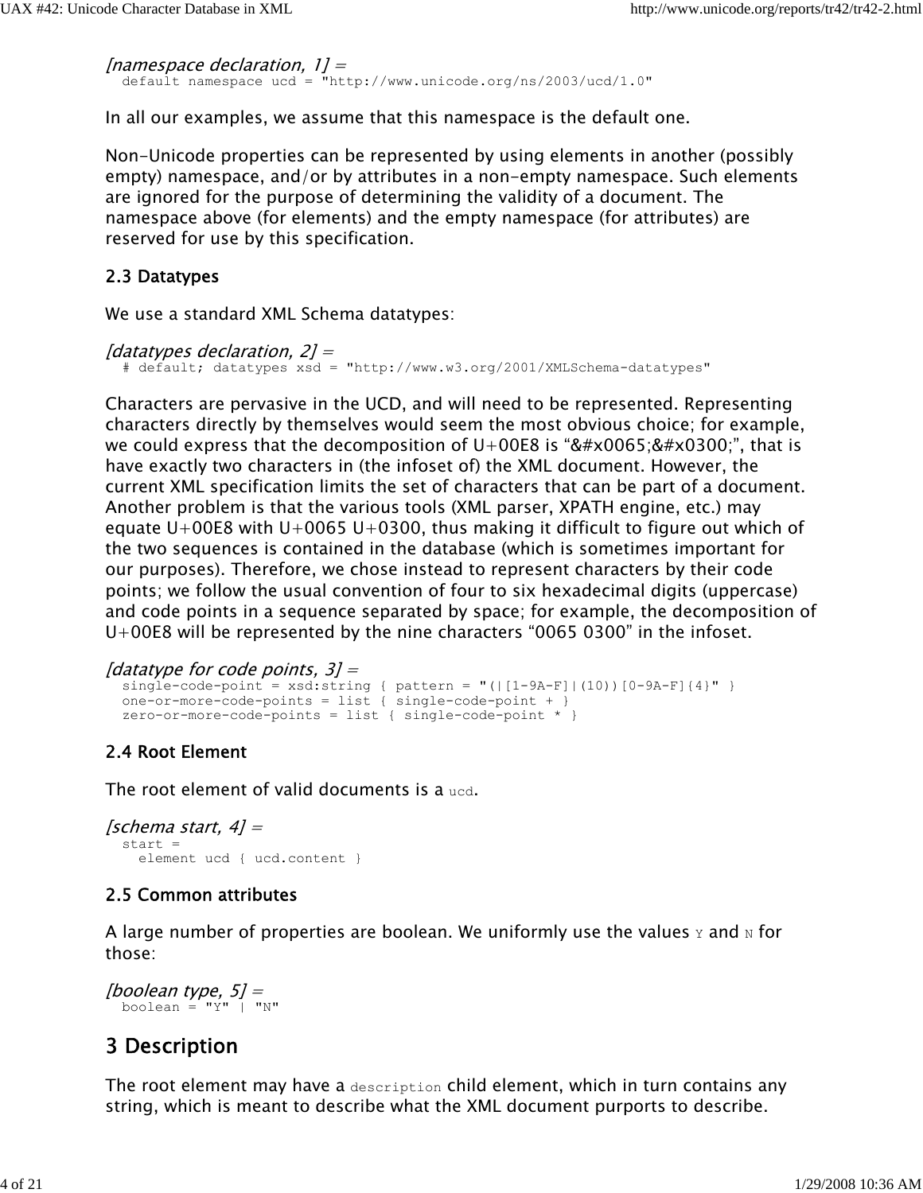*[namespace declaration, 1] =*

```
default namespace ucd = "http://www.unicode.org/ns/2003/ucd/1.0"
```

In all our examples, we assume that this namespace is the default one.

Non-Unicode properties can be represented by using elements in another (possibly empty) namespace, and/or by attributes in a non-empty namespace. Such elements are ignored for the purpose of determining the validity of a document. The namespace above (for elements) and the empty namespace (for attributes) are reserved for use by this specification.

## 2.3 Datatypes

We use a standard XML Schema datatypes:

*[datatypes declaration, 2] =*

```
# default; datatypes xsd = "http://www.w3.org/2001/XMLSchema-datatypes"
```

Characters are pervasive in the UCD, and will need to be represented. Representing characters directly by themselves would seem the most obvious choice; for example, we could express that the decomposition of U+00E8 is “&#x0065;&#x0300;”, that is have exactly two characters in (the infoset of) the XML document. However, the current XML specification limits the set of characters that can be part of a document. Another problem is that the various tools (XML parser, XPATH engine, etc.) may equate U+00E8 with U+0065 U+0300, thus making it difficult to figure out which of the two sequences is contained in the database (which is sometimes important for our purposes). Therefore, we chose instead to represent characters by their code points; we follow the usual convention of four to six hexadecimal digits (uppercase) and code points in a sequence separated by space; for example, the decomposition of U+00E8 will be represented by the nine characters “0065 0300” in the infoset.

*[datatype for code points, 3] =*

```
single-code-point = xsd:string { pattern = "(|[1-9A-F]|(10))[0-9A-F]{4}" }
one-or-more-code-points = list { single-code-point + }
zero-or-more-code-points = list { single-code-point * }
```

## 2.4 Root Element

The root element of valid documents is a `ucd`.

*[schema start, 4] =*

```
start =
  element ucd { ucd.content }
```

## 2.5 Common attributes

A large number of properties are boolean. We uniformly use the values `Y` and `N` for those:

*[boolean type, 5] =*

```
boolean = "Y" | "N"
```

# 3 Description

The root element may have a `description` child element, which in turn contains any string, which is meant to describe what the XML document purports to describe.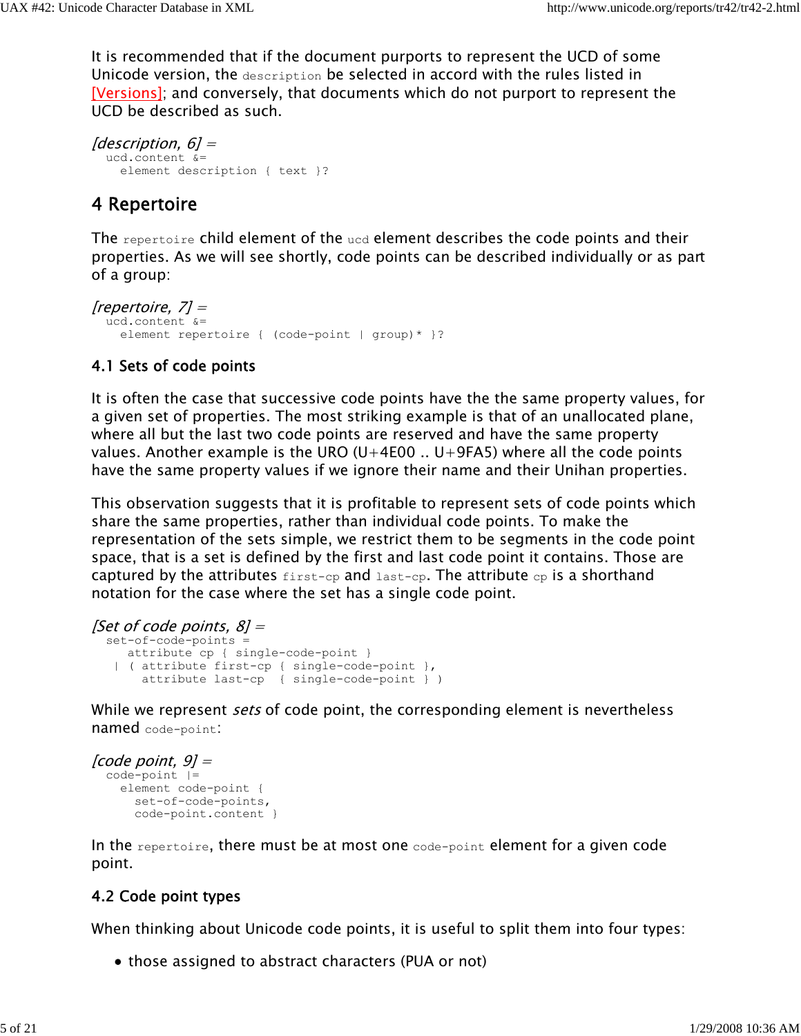It is recommended that if the document purports to represent the UCD of some Unicode version, the `description` be selected in accord with the rules listed in [Versions]; and conversely, that documents which do not purport to represent the UCD be described as such.

*[description, 6] =*

```
ucd.content &=
  element description { text }?
```

## 4 Repertoire

The `repertoire` child element of the `ucd` element describes the code points and their properties. As we will see shortly, code points can be described individually or as part of a group:

*[repertoire, 7] =*

```
ucd.content &=
  element repertoire { (code-point | group)* }?
```

### 4.1 Sets of code points

It is often the case that successive code points have the the same property values, for a given set of properties. The most striking example is that of an unallocated plane, where all but the last two code points are reserved and have the same property values. Another example is the URO (U+4E00 .. U+9FA5) where all the code points have the same property values if we ignore their name and their Unihan properties.

This observation suggests that it is profitable to represent sets of code points which share the same properties, rather than individual code points. To make the representation of the sets simple, we restrict them to be segments in the code point space, that is a set is defined by the first and last code point it contains. Those are captured by the attributes `first-cp` and `last-cp`. The attribute `cp` is a shorthand notation for the case where the set has a single code point.

*[Set of code points, 8] =*

```
set-of-code-points =
   attribute cp { single-code-point }
 | ( attribute first-cp { single-code-point },
     attribute last-cp  { single-code-point } )
```

While we represent *sets* of code point, the corresponding element is nevertheless named `code-point`:

*[code point, 9] =*

```
code-point |=
  element code-point {
    set-of-code-points,
    code-point.content }
```

In the `repertoire`, there must be at most one `code-point` element for a given code point.

### 4.2 Code point types

When thinking about Unicode code points, it is useful to split them into four types:

- those assigned to abstract characters (PUA or not)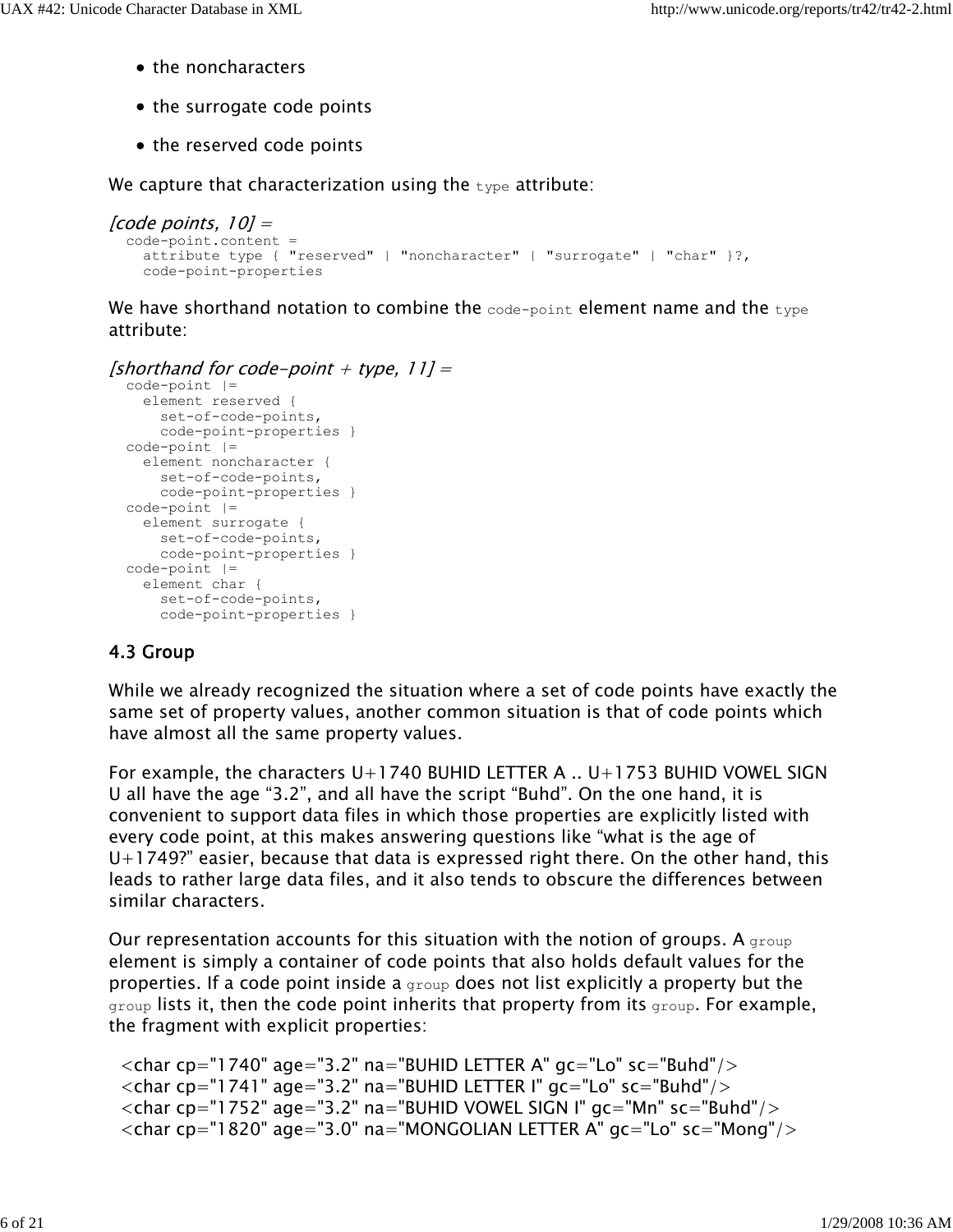- the noncharacters
- the surrogate code points
- the reserved code points

We capture that characterization using the `type` attribute:

*[code points, 10] =*

```
code-point.content =
  attribute type { "reserved" | "noncharacter" | "surrogate" | "char" }?,
  code-point-properties
```

We have shorthand notation to combine the `code-point` element name and the `type` attribute:

*[shorthand for code-point + type, 11] =*

```
code-point |=
  element reserved {
    set-of-code-points,
    code-point-properties }
code-point |=
  element noncharacter {
    set-of-code-points,
    code-point-properties }
code-point |=
  element surrogate {
    set-of-code-points,
    code-point-properties }
code-point |=
  element char {
    set-of-code-points,
    code-point-properties }
```

### 4.3 Group

While we already recognized the situation where a set of code points have exactly the same set of property values, another common situation is that of code points which have almost all the same property values.

For example, the characters U+1740 BUHID LETTER A .. U+1753 BUHID VOWEL SIGN U all have the age “3.2”, and all have the script “Buhd”. On the one hand, it is convenient to support data files in which those properties are explicitly listed with every code point, at this makes answering questions like “what is the age of U+1749?” easier, because that data is expressed right there. On the other hand, this leads to rather large data files, and it also tends to obscure the differences between similar characters.

Our representation accounts for this situation with the notion of groups. A `group` element is simply a container of code points that also holds default values for the properties. If a code point inside a `group` does not list explicitly a property but the `group` lists it, then the code point inherits that property from its `group`. For example, the fragment with explicit properties:

```
<char cp="1740" age="3.2" na="BUHID LETTER A" gc="Lo" sc="Buhd"/>
<char cp="1741" age="3.2" na="BUHID LETTER I" gc="Lo" sc="Buhd"/>
<char cp="1752" age="3.2" na="BUHID VOWEL SIGN I" gc="Mn" sc="Buhd"/>
<char cp="1820" age="3.0" na="MONGOLIAN LETTER A" gc="Lo" sc="Mong"/>
```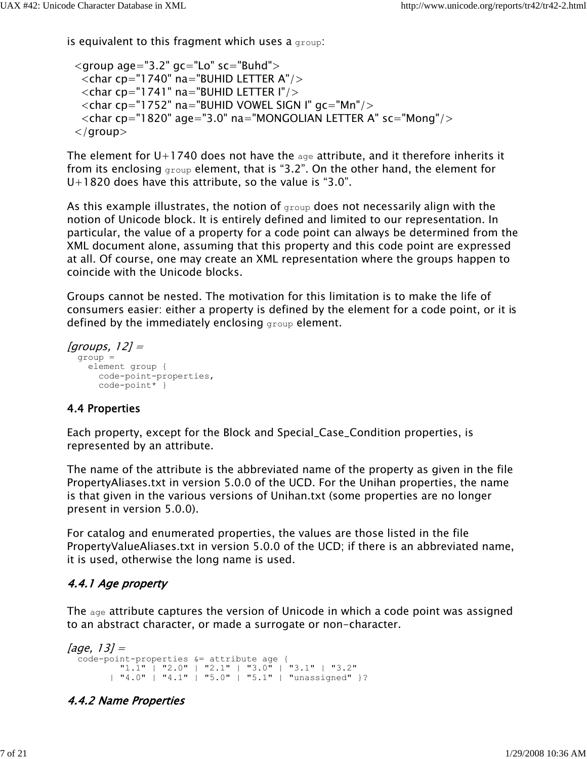is equivalent to this fragment which uses a `group`:

```
<group age="3.2" gc="Lo" sc="Buhd">
  <char cp="1740" na="BUHID LETTER A"/>
  <char cp="1741" na="BUHID LETTER I"/>
  <char cp="1752" na="BUHID VOWEL SIGN I" gc="Mn"/>
  <char cp="1820" age="3.0" na="MONGOLIAN LETTER A" sc="Mong"/>
</group>
```

The element for U+1740 does not have the `age` attribute, and it therefore inherits it from its enclosing `group` element, that is “3.2”. On the other hand, the element for U+1820 does have this attribute, so the value is “3.0”.

As this example illustrates, the notion of `group` does not necessarily align with the notion of Unicode block. It is entirely defined and limited to our representation. In particular, the value of a property for a code point can always be determined from the XML document alone, assuming that this property and this code point are expressed at all. Of course, one may create an XML representation where the groups happen to coincide with the Unicode blocks.

Groups cannot be nested. The motivation for this limitation is to make the life of consumers easier: either a property is defined by the element for a code point, or it is defined by the immediately enclosing `group` element.

*[groups, 12] =*

```
group =
  element group {
    code-point-properties,
    code-point* }
```

### 4.4 Properties

Each property, except for the Block and Special_Case_Condition properties, is represented by an attribute.

The name of the attribute is the abbreviated name of the property as given in the file PropertyAliases.txt in version 5.0.0 of the UCD. For the Unihan properties, the name is that given in the various versions of Unihan.txt (some properties are no longer present in version 5.0.0).

For catalog and enumerated properties, the values are those listed in the file PropertyValueAliases.txt in version 5.0.0 of the UCD; if there is an abbreviated name, it is used, otherwise the long name is used.

#### *4.4.1 Age property*

The `age` attribute captures the version of Unicode in which a code point was assigned to an abstract character, or made a surrogate or non-character.

*[age, 13] =*

```
code-point-properties &= attribute age {
        "1.1" | "2.0" | "2.1" | "3.0" | "3.1" | "3.2"
      | "4.0" | "4.1" | "5.0" | "5.1" | "unassigned" }?
```

#### *4.4.2 Name Properties*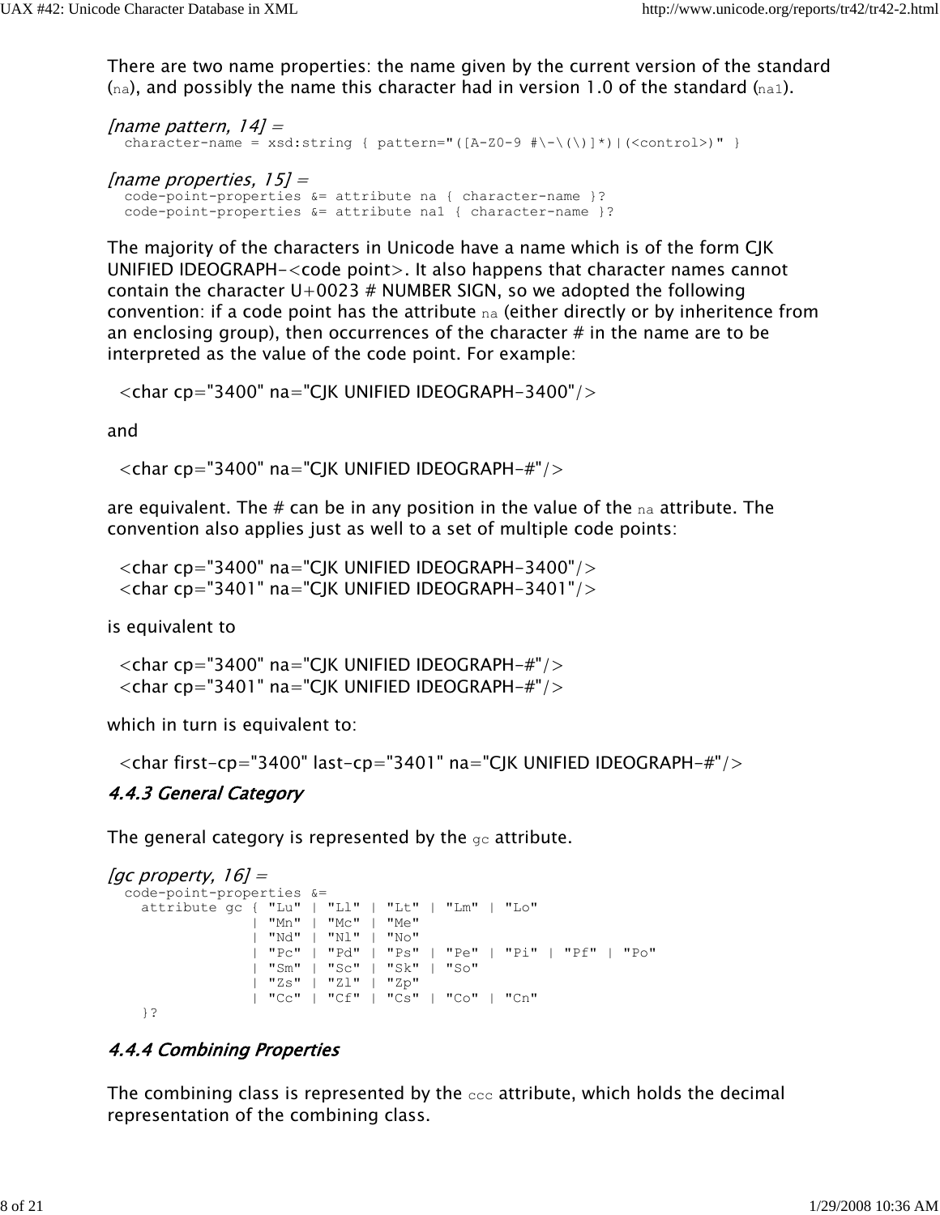There are two name properties: the name given by the current version of the standard (`na`), and possibly the name this character had in version 1.0 of the standard (`na1`).

*[name pattern, 14] =*

```
character-name = xsd:string { pattern="([A-Z0-9 #\-\(\)]*)|(<control>)" }
```

*[name properties, 15] =*

```
code-point-properties &= attribute na { character-name }?
code-point-properties &= attribute na1 { character-name }?
```

The majority of the characters in Unicode have a name which is of the form CJK UNIFIED IDEOGRAPH-<code point>. It also happens that character names cannot contain the character U+0023 # NUMBER SIGN, so we adopted the following convention: if a code point has the attribute `na` (either directly or by inheritence from an enclosing group), then occurrences of the character # in the name are to be interpreted as the value of the code point. For example:

```
<char cp="3400" na="CJK UNIFIED IDEOGRAPH-3400"/>
```

and

```
<char cp="3400" na="CJK UNIFIED IDEOGRAPH-#"/>
```

are equivalent. The # can be in any position in the value of the `na` attribute. The convention also applies just as well to a set of multiple code points:

```
<char cp="3400" na="CJK UNIFIED IDEOGRAPH-3400"/>
<char cp="3401" na="CJK UNIFIED IDEOGRAPH-3401"/>
```

is equivalent to

```
<char cp="3400" na="CJK UNIFIED IDEOGRAPH-#"/>
<char cp="3401" na="CJK UNIFIED IDEOGRAPH-#"/>
```

which in turn is equivalent to:

```
<char first-cp="3400" last-cp="3401" na="CJK UNIFIED IDEOGRAPH-#"/>
```

#### *4.4.3 General Category*

The general category is represented by the `gc` attribute.

*[gc property, 16] =*

```
code-point-properties &=
  attribute gc { "Lu" | "Ll" | "Lt" | "Lm" | "Lo"
               | "Mn" | "Mc" | "Me"
               | "Nd" | "Nl" | "No"
               | "Pc" | "Pd" | "Ps" | "Pe" | "Pi" | "Pf" | "Po"
               | "Sm" | "Sc" | "Sk" | "So"
               | "Zs" | "Zl" | "Zp"
               | "Cc" | "Cf" | "Cs" | "Co" | "Cn"
  }?
```

#### *4.4.4 Combining Properties*

The combining class is represented by the `ccc` attribute, which holds the decimal representation of the combining class.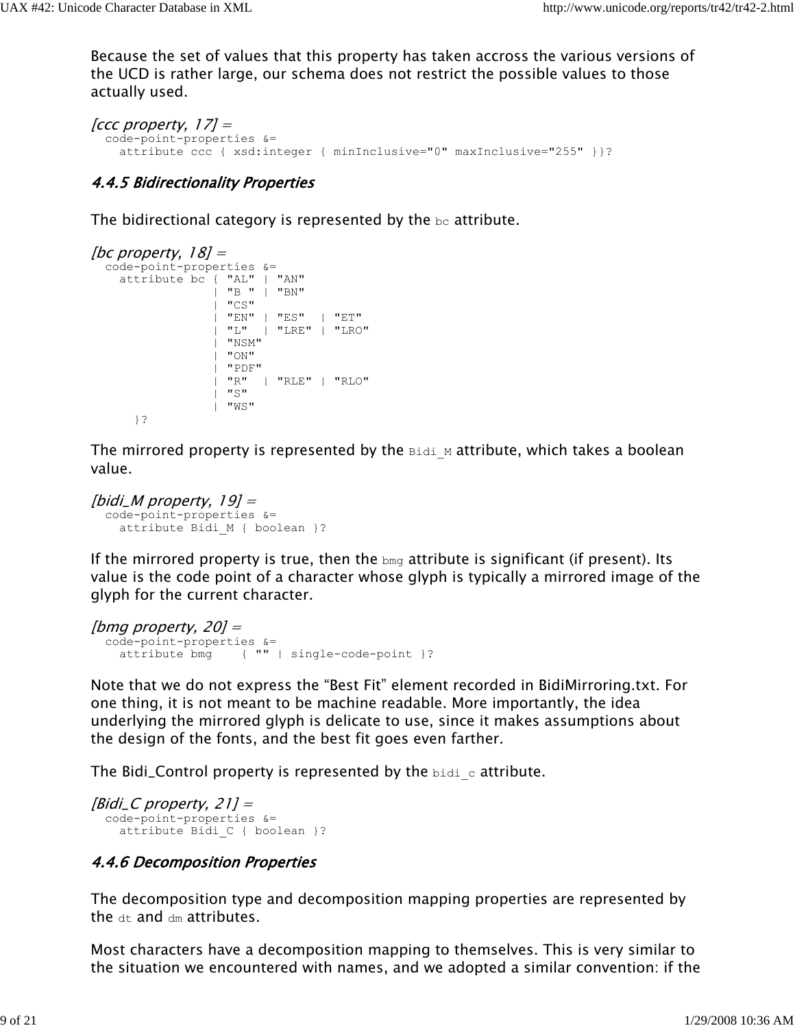Because the set of values that this property has taken accross the various versions of the UCD is rather large, our schema does not restrict the possible values to those actually used.

*[ccc property, 17] =*
```
code-point-properties &=
  attribute ccc { xsd:integer { minInclusive="0" maxInclusive="255" }}?
```

#### *4.4.5 Bidirectionality Properties*

The bidirectional category is represented by the `bc` attribute.

*[bc property, 18] =*
```
code-point-properties &=
  attribute bc { "AL" | "AN"
               | "B " | "BN"
               | "CS"
               | "EN" | "ES"  | "ET"
               | "L"  | "LRE" | "LRO"
               | "NSM"
               | "ON"
               | "PDF"
               | "R"  | "RLE" | "RLO"
               | "S"
               | "WS"
    }?
```

The mirrored property is represented by the `Bidi_M` attribute, which takes a boolean value.

*[bidi_M property, 19] =*
```
code-point-properties &=
  attribute Bidi_M { boolean }?
```

If the mirrored property is true, then the `bmg` attribute is significant (if present). Its value is the code point of a character whose glyph is typically a mirrored image of the glyph for the current character.

*[bmg property, 20] =*
```
code-point-properties &=
  attribute bmg    { "" | single-code-point }?
```

Note that we do not express the “Best Fit” element recorded in BidiMirroring.txt. For one thing, it is not meant to be machine readable. More importantly, the idea underlying the mirrored glyph is delicate to use, since it makes assumptions about the design of the fonts, and the best fit goes even farther.

The Bidi_Control property is represented by the `bidi_c` attribute.

*[Bidi_C property, 21] =*
```
code-point-properties &=
  attribute Bidi_C { boolean }?
```

#### *4.4.6 Decomposition Properties*

The decomposition type and decomposition mapping properties are represented by the `dt` and `dm` attributes.

Most characters have a decomposition mapping to themselves. This is very similar to the situation we encountered with names, and we adopted a similar convention: if the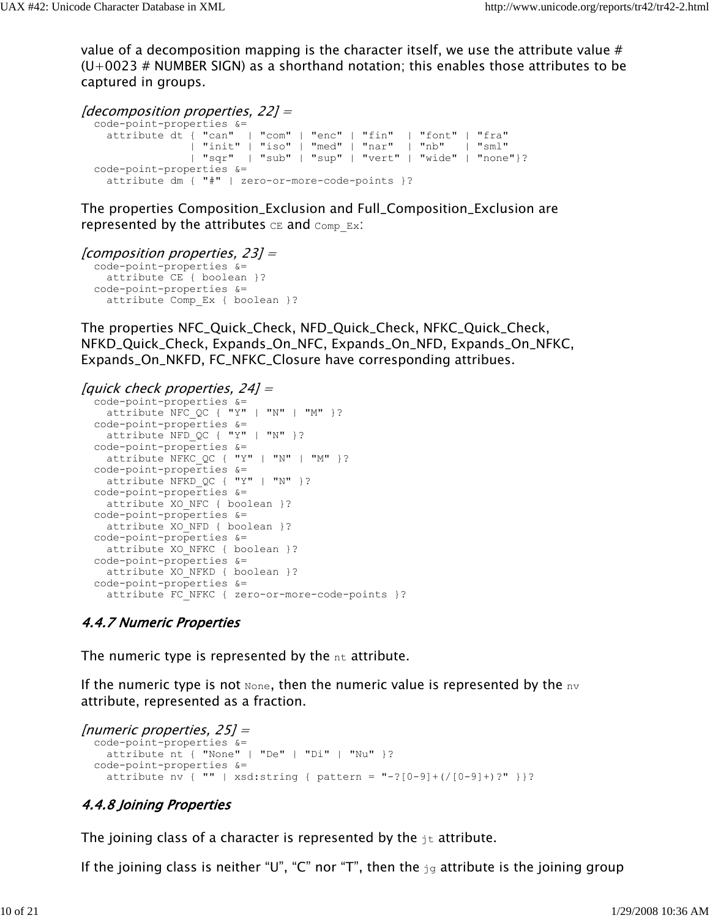value of a decomposition mapping is the character itself, we use the attribute value # (U+0023 # NUMBER SIGN) as a shorthand notation; this enables those attributes to be captured in groups.

*[decomposition properties, 22] =*

```
code-point-properties &=
  attribute dt { "can"  | "com" | "enc" | "fin"  | "font" | "fra"
               | "init" | "iso" | "med" | "nar"  | "nb"   | "sml"
               | "sqr"  | "sub" | "sup" | "vert" | "wide" | "none"}?
code-point-properties &=
  attribute dm { "#" | zero-or-more-code-points }?
```

The properties Composition_Exclusion and Full_Composition_Exclusion are represented by the attributes `CE` and `Comp_Ex`:

*[composition properties, 23] =*

```
code-point-properties &=
  attribute CE { boolean }?
code-point-properties &=
  attribute Comp_Ex { boolean }?
```

The properties NFC_Quick_Check, NFD_Quick_Check, NFKC_Quick_Check, NFKD_Quick_Check, Expands_On_NFC, Expands_On_NFD, Expands_On_NFKC, Expands_On_NKFD, FC_NFKC_Closure have corresponding attribues.

*[quick check properties, 24] =*

```
code-point-properties &=
  attribute NFC_QC { "Y" | "N" | "M" }?
code-point-properties &=
  attribute NFD_QC { "Y" | "N" }?
code-point-properties &=
  attribute NFKC_QC { "Y" | "N" | "M" }?
code-point-properties &=
  attribute NFKD_QC { "Y" | "N" }?
code-point-properties &=
  attribute XO_NFC { boolean }?
code-point-properties &=
  attribute XO_NFD { boolean }?
code-point-properties &=
  attribute XO_NFKC { boolean }?
code-point-properties &=
  attribute XO_NFKD { boolean }?
code-point-properties &=
  attribute FC_NFKC { zero-or-more-code-points }?
```

### 4.4.7 Numeric Properties

The numeric type is represented by the `nt` attribute.

If the numeric type is not `None`, then the numeric value is represented by the `nv` attribute, represented as a fraction.

*[numeric properties, 25] =*

```
code-point-properties &=
  attribute nt { "None" | "De" | "Di" | "Nu" }?
code-point-properties &=
  attribute nv { "" | xsd:string { pattern = "-?[0-9]+(/[0-9]+)?" }}?
```

### 4.4.8 Joining Properties

The joining class of a character is represented by the `jt` attribute.

If the joining class is neither “U”, “C” nor “T”, then the `jg` attribute is the joining group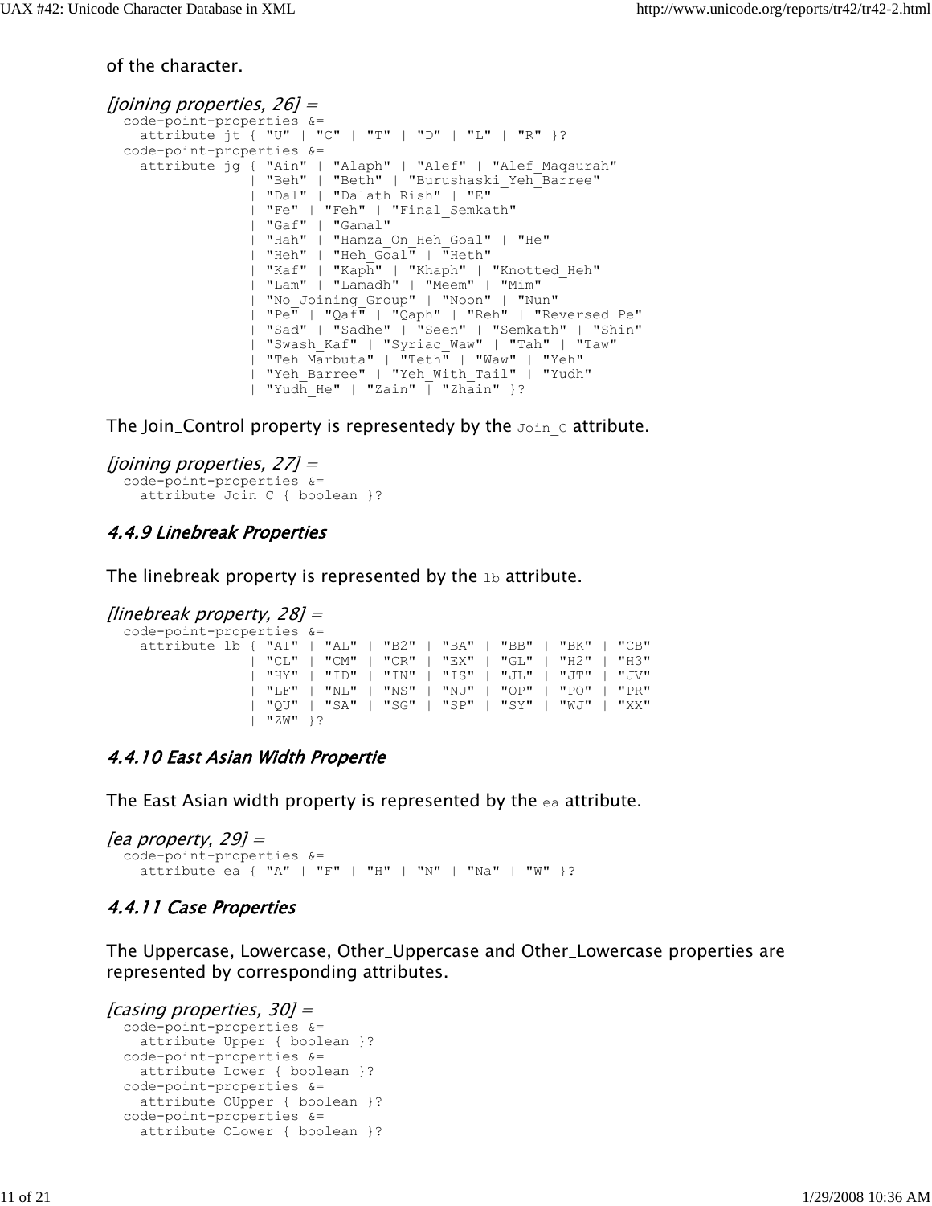of the character.

*[joining properties, 26] =*

```
code-point-properties &=
  attribute jt { "U" | "C" | "T" | "D" | "L" | "R" }?
code-point-properties &=
  attribute jg { "Ain" | "Alaph" | "Alef" | "Alef_Maqsurah"
               | "Beh" | "Beth" | "Burushaski_Yeh_Barree"
               | "Dal" | "Dalath_Rish" | "E"
               | "Fe" | "Feh" | "Final_Semkath"
               | "Gaf" | "Gamal"
               | "Hah" | "Hamza_On_Heh_Goal" | "He"
               | "Heh" | "Heh_Goal" | "Heth"
               | "Kaf" | "Kaph" | "Khaph" | "Knotted_Heh"
               | "Lam" | "Lamadh" | "Meem" | "Mim"
               | "No_Joining_Group" | "Noon" | "Nun"
               | "Pe" | "Qaf" | "Qaph" | "Reh" | "Reversed_Pe"
               | "Sad" | "Sadhe" | "Seen" | "Semkath" | "Shin"
               | "Swash_Kaf" | "Syriac_Waw" | "Tah" | "Taw"
               | "Teh_Marbuta" | "Teth" | "Waw" | "Yeh"
               | "Yeh_Barree" | "Yeh_With_Tail" | "Yudh"
               | "Yudh_He" | "Zain" | "Zhain" }?
```

The Join_Control property is representedy by the `Join_C` attribute.

*[joining properties, 27] =*

```
code-point-properties &=
  attribute Join_C { boolean }?
```

### 4.4.9 Linebreak Properties

The linebreak property is represented by the `lb` attribute.

*[linebreak property, 28] =*

```
code-point-properties &=
  attribute lb { "AI" | "AL" | "B2" | "BA" | "BB" | "BK" | "CB"
               | "CL" | "CM" | "CR" | "EX" | "GL" | "H2" | "H3"
               | "HY" | "ID" | "IN" | "IS" | "JL" | "JT" | "JV"
               | "LF" | "NL" | "NS" | "NU" | "OP" | "PO" | "PR"
               | "QU" | "SA" | "SG" | "SP" | "SY" | "WJ" | "XX"
               | "ZW" }?
```

### 4.4.10 East Asian Width Propertie

The East Asian width property is represented by the `ea` attribute.

*[ea property, 29] =*

```
code-point-properties &=
  attribute ea { "A" | "F" | "H" | "N" | "Na" | "W" }?
```

### 4.4.11 Case Properties

The Uppercase, Lowercase, Other_Uppercase and Other_Lowercase properties are represented by corresponding attributes.

*[casing properties, 30] =*

```
code-point-properties &=
  attribute Upper { boolean }?
code-point-properties &=
  attribute Lower { boolean }?
code-point-properties &=
  attribute OUpper { boolean }?
code-point-properties &=
  attribute OLower { boolean }?
```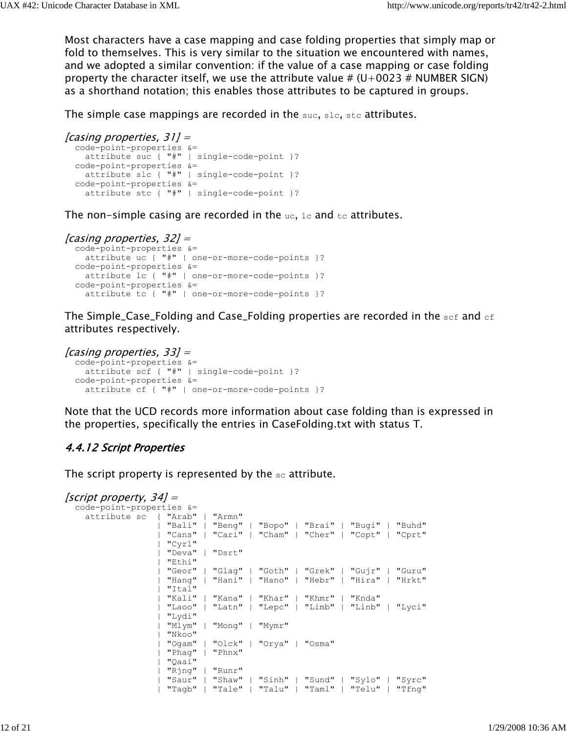Most characters have a case mapping and case folding properties that simply map or fold to themselves. This is very similar to the situation we encountered with names, and we adopted a similar convention: if the value of a case mapping or case folding property the character itself, we use the attribute value # (U+0023 # NUMBER SIGN) as a shorthand notation; this enables those attributes to be captured in groups.

The simple case mappings are recorded in the `suc`, `slc`, `stc` attributes.

*[casing properties, 31] =*

```
  code-point-properties &=
    attribute suc { "#" | single-code-point }?
  code-point-properties &=
    attribute slc { "#" | single-code-point }?
  code-point-properties &=
    attribute stc { "#" | single-code-point }?
```

The non-simple casing are recorded in the `uc`, `lc` and `tc` attributes.

*[casing properties, 32] =*

```
  code-point-properties &=
    attribute uc { "#" | one-or-more-code-points }?
  code-point-properties &=
    attribute lc { "#" | one-or-more-code-points }?
  code-point-properties &=
    attribute tc { "#" | one-or-more-code-points }?
```

The Simple_Case_Folding and Case_Folding properties are recorded in the `scf` and `cf` attributes respectively.

*[casing properties, 33] =*

```
  code-point-properties &=
    attribute scf { "#" | single-code-point }?
  code-point-properties &=
    attribute cf { "#" | one-or-more-code-points }?
```

Note that the UCD records more information about case folding than is expressed in the properties, specifically the entries in CaseFolding.txt with status T.

### 4.4.12 Script Properties

The script property is represented by the `sc` attribute.

*[script property, 34] =*

```
  code-point-properties &=
    attribute sc  { "Arab" | "Armn"
                  | "Bali" | "Beng" | "Bopo" | "Brai" | "Bugi" | "Buhd"
                  | "Cans" | "Cari" | "Cham" | "Cher" | "Copt" | "Cprt"
                  | "Cyrl"
                  | "Deva" | "Dsrt"
                  | "Ethi"
                  | "Geor" | "Glag" | "Goth" | "Grek" | "Gujr" | "Guru"
                  | "Hang" | "Hani" | "Hano" | "Hebr" | "Hira" | "Hrkt"
                  | "Ital"
                  | "Kali" | "Kana" | "Khar" | "Khmr" | "Knda"
                  | "Laoo" | "Latn" | "Lepc" | "Limb" | "Linb" | "Lyci"
                  | "Lydi"
                  | "Mlym" | "Mong" | "Mymr"
                  | "Nkoo"
                  | "Ogam" | "Olck" | "Orya" | "Osma"
                  | "Phag" | "Phnx"
                  | "Qaai"
                  | "Rjng" | "Runr"
                  | "Saur" | "Shaw" | "Sinh" | "Sund" | "Sylo" | "Syrc"
                  | "Tagb" | "Tale" | "Talu" | "Taml" | "Telu" | "Tfng"
```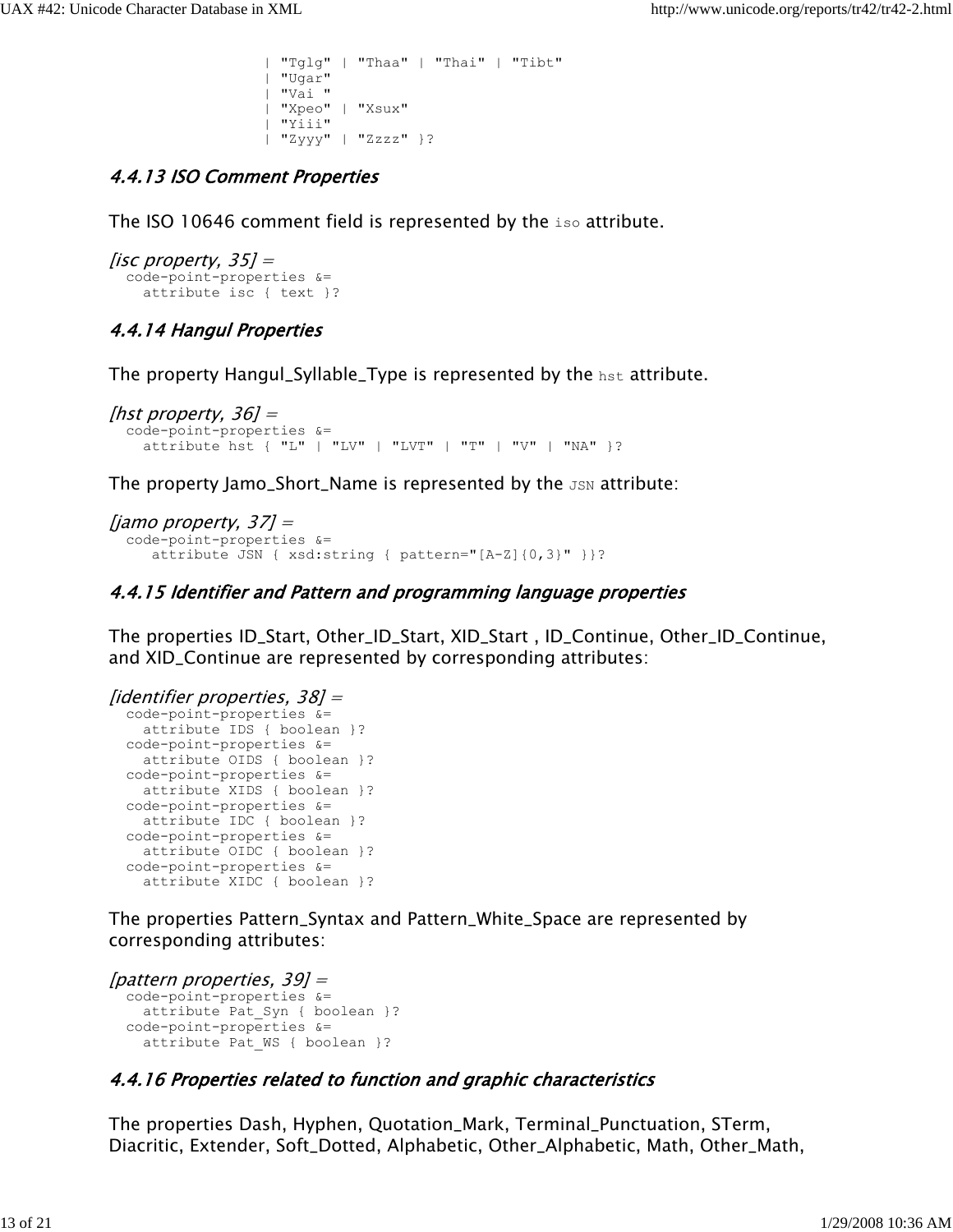```
                 | "Tglg" | "Thaa" | "Thai" | "Tibt"
                 | "Ugar"
                 | "Vai "
                 | "Xpeo" | "Xsux"
                 | "Yiii"
                 | "Zyyy" | "Zzzz" }?
```

#### 4.4.13 ISO Comment Properties

The ISO 10646 comment field is represented by the `iso` attribute.

*[isc property, 35] =*

```
  code-point-properties &=
    attribute isc { text }?
```

#### 4.4.14 Hangul Properties

The property Hangul_Syllable_Type is represented by the `hst` attribute.

*[hst property, 36] =*

```
  code-point-properties &=
    attribute hst { "L" | "LV" | "LVT" | "T" | "V" | "NA" }?
```

The property Jamo_Short_Name is represented by the `JSN` attribute:

*[jamo property, 37] =*

```
  code-point-properties &=
     attribute JSN { xsd:string { pattern="[A-Z]{0,3}" }}?
```

#### 4.4.15 Identifier and Pattern and programming language properties

The properties ID_Start, Other_ID_Start, XID_Start , ID_Continue, Other_ID_Continue, and XID_Continue are represented by corresponding attributes:

*[identifier properties, 38] =*

```
  code-point-properties &=
    attribute IDS { boolean }?
  code-point-properties &=
    attribute OIDS { boolean }?
  code-point-properties &=
    attribute XIDS { boolean }?
  code-point-properties &=
    attribute IDC { boolean }?
  code-point-properties &=
    attribute OIDC { boolean }?
  code-point-properties &=
    attribute XIDC { boolean }?
```

The properties Pattern_Syntax and Pattern_White_Space are represented by corresponding attributes:

*[pattern properties, 39] =*

```
  code-point-properties &=
    attribute Pat_Syn { boolean }?
  code-point-properties &=
    attribute Pat_WS { boolean }?
```

#### 4.4.16 Properties related to function and graphic characteristics

The properties Dash, Hyphen, Quotation_Mark, Terminal_Punctuation, STerm, Diacritic, Extender, Soft_Dotted, Alphabetic, Other_Alphabetic, Math, Other_Math,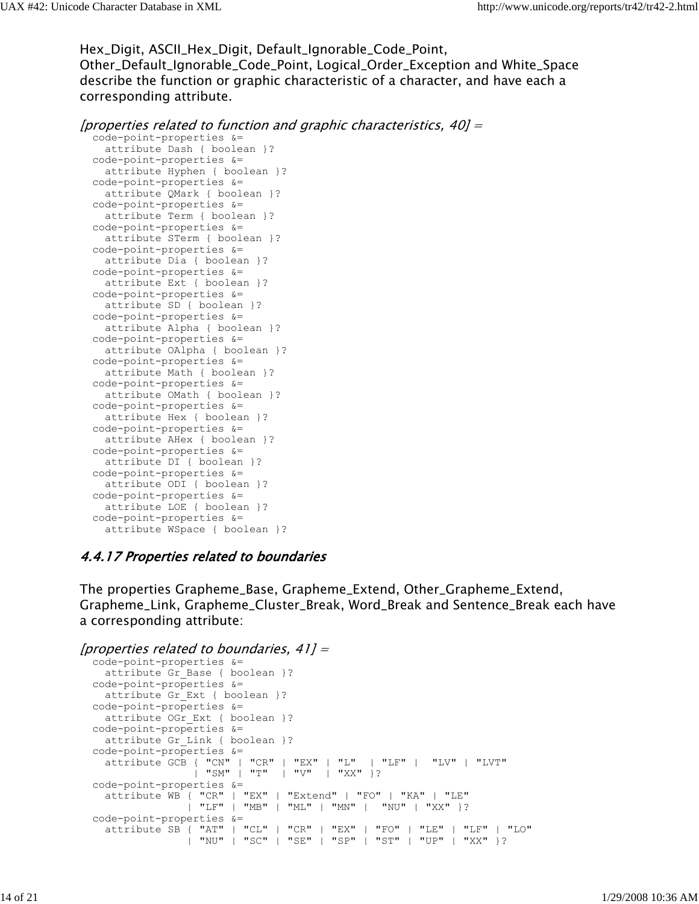Hex_Digit, ASCII_Hex_Digit, Default_Ignorable_Code_Point, Other_Default_Ignorable_Code_Point, Logical_Order_Exception and White_Space describe the function or graphic characteristic of a character, and have each a corresponding attribute.

*[properties related to function and graphic characteristics, 40] =*

```
code-point-properties &=
  attribute Dash { boolean }?
code-point-properties &=
  attribute Hyphen { boolean }?
code-point-properties &=
  attribute QMark { boolean }?
code-point-properties &=
  attribute Term { boolean }?
code-point-properties &=
  attribute STerm { boolean }?
code-point-properties &=
  attribute Dia { boolean }?
code-point-properties &=
  attribute Ext { boolean }?
code-point-properties &=
  attribute SD { boolean }?
code-point-properties &=
  attribute Alpha { boolean }?
code-point-properties &=
  attribute OAlpha { boolean }?
code-point-properties &=
  attribute Math { boolean }?
code-point-properties &=
  attribute OMath { boolean }?
code-point-properties &=
  attribute Hex { boolean }?
code-point-properties &=
  attribute AHex { boolean }?
code-point-properties &=
  attribute DI { boolean }?
code-point-properties &=
  attribute ODI { boolean }?
code-point-properties &=
  attribute LOE { boolean }?
code-point-properties &=
  attribute WSpace { boolean }?
```

#### 4.4.17 Properties related to boundaries

The properties Grapheme_Base, Grapheme_Extend, Other_Grapheme_Extend, Grapheme_Link, Grapheme_Cluster_Break, Word_Break and Sentence_Break each have a corresponding attribute:

*[properties related to boundaries, 41] =*

```
code-point-properties &=
  attribute Gr_Base { boolean }?
code-point-properties &=
  attribute Gr_Ext { boolean }?
code-point-properties &=
  attribute OGr_Ext { boolean }?
code-point-properties &=
  attribute Gr_Link { boolean }?
code-point-properties &=
  attribute GCB { "CN" | "CR" | "EX" | "L"  | "LF" |  "LV" | "LVT"
                | "SM" | "T"  | "V"  | "XX" }?
code-point-properties &=
  attribute WB { "CR" | "EX" | "Extend" | "FO" | "KA" | "LE"
               | "LF" | "MB" | "ML" | "MN" |  "NU" | "XX" }?
code-point-properties &=
  attribute SB { "AT" | "CL" | "CR" | "EX" | "FO" | "LE" | "LF" | "LO"
               | "NU" | "SC" | "SE" | "SP" | "ST" | "UP" | "XX" }?
```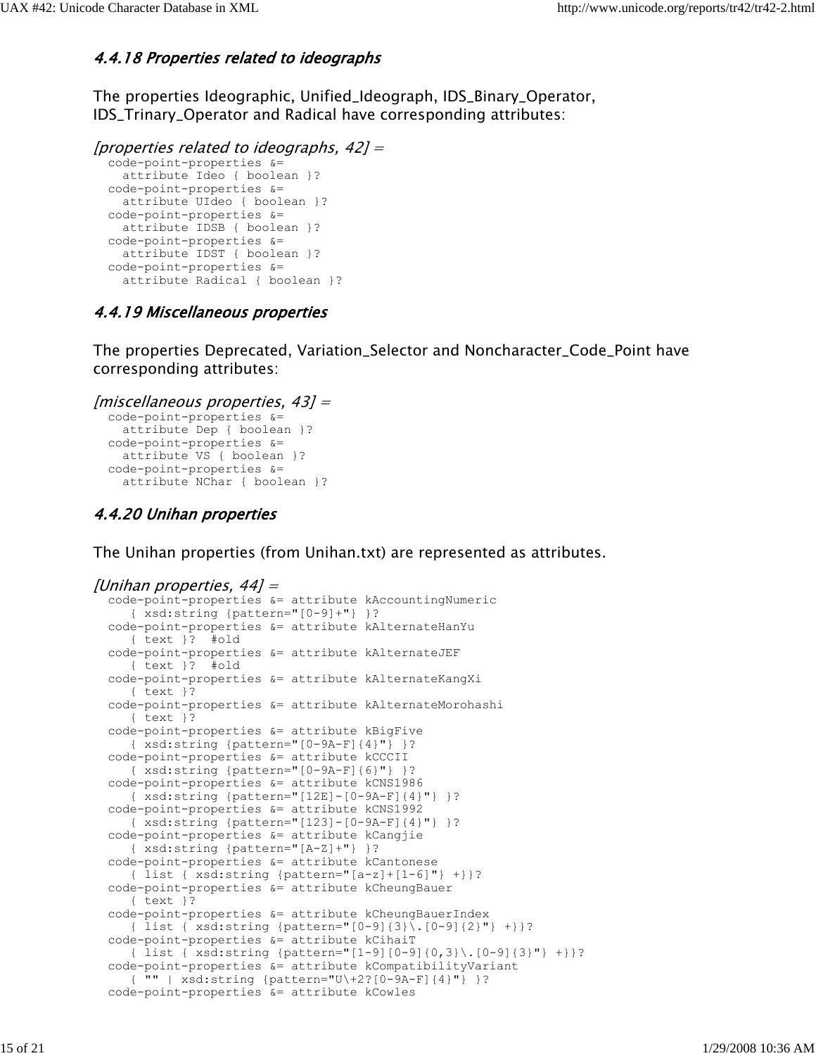#### 4.4.18 Properties related to ideographs

The properties Ideographic, Unified_Ideograph, IDS_Binary_Operator, IDS_Trinary_Operator and Radical have corresponding attributes:

*[properties related to ideographs, 42] =*

```
code-point-properties &=
  attribute Ideo { boolean }?
code-point-properties &=
  attribute UIdeo { boolean }?
code-point-properties &=
  attribute IDSB { boolean }?
code-point-properties &=
  attribute IDST { boolean }?
code-point-properties &=
  attribute Radical { boolean }?
```

#### 4.4.19 Miscellaneous properties

The properties Deprecated, Variation_Selector and Noncharacter_Code_Point have corresponding attributes:

*[miscellaneous properties, 43] =*

```
code-point-properties &=
  attribute Dep { boolean }?
code-point-properties &=
  attribute VS { boolean }?
code-point-properties &=
  attribute NChar { boolean }?
```

#### 4.4.20 Unihan properties

The Unihan properties (from Unihan.txt) are represented as attributes.

*[Unihan properties, 44] =*

```
code-point-properties &= attribute kAccountingNumeric
   { xsd:string {pattern="[0-9]+"} }?
code-point-properties &= attribute kAlternateHanYu
   { text }?  #old
code-point-properties &= attribute kAlternateJEF
   { text }?  #old
code-point-properties &= attribute kAlternateKangXi
   { text }?
code-point-properties &= attribute kAlternateMorohashi
   { text }?
code-point-properties &= attribute kBigFive
   { xsd:string {pattern="[0-9A-F]{4}"} }?
code-point-properties &= attribute kCCCII
   { xsd:string {pattern="[0-9A-F]{6}"} }?
code-point-properties &= attribute kCNS1986
   { xsd:string {pattern="[12E]-[0-9A-F]{4}"} }?
code-point-properties &= attribute kCNS1992
   { xsd:string {pattern="[123]-[0-9A-F]{4}"} }?
code-point-properties &= attribute kCangjie
   { xsd:string {pattern="[A-Z]+"} }?
code-point-properties &= attribute kCantonese
   { list { xsd:string {pattern="[a-z]+[1-6]"} +}}?
code-point-properties &= attribute kCheungBauer
   { text }?
code-point-properties &= attribute kCheungBauerIndex
   { list { xsd:string {pattern="[0-9]{3}\.[0-9]{2}"} +}}?
code-point-properties &= attribute kCihaiT
   { list { xsd:string {pattern="[1-9][0-9]{0,3}\.[0-9]{3}"} +}}?
code-point-properties &= attribute kCompatibilityVariant
   { "" | xsd:string {pattern="U\+2?[0-9A-F]{4}"} }?
code-point-properties &= attribute kCowles
```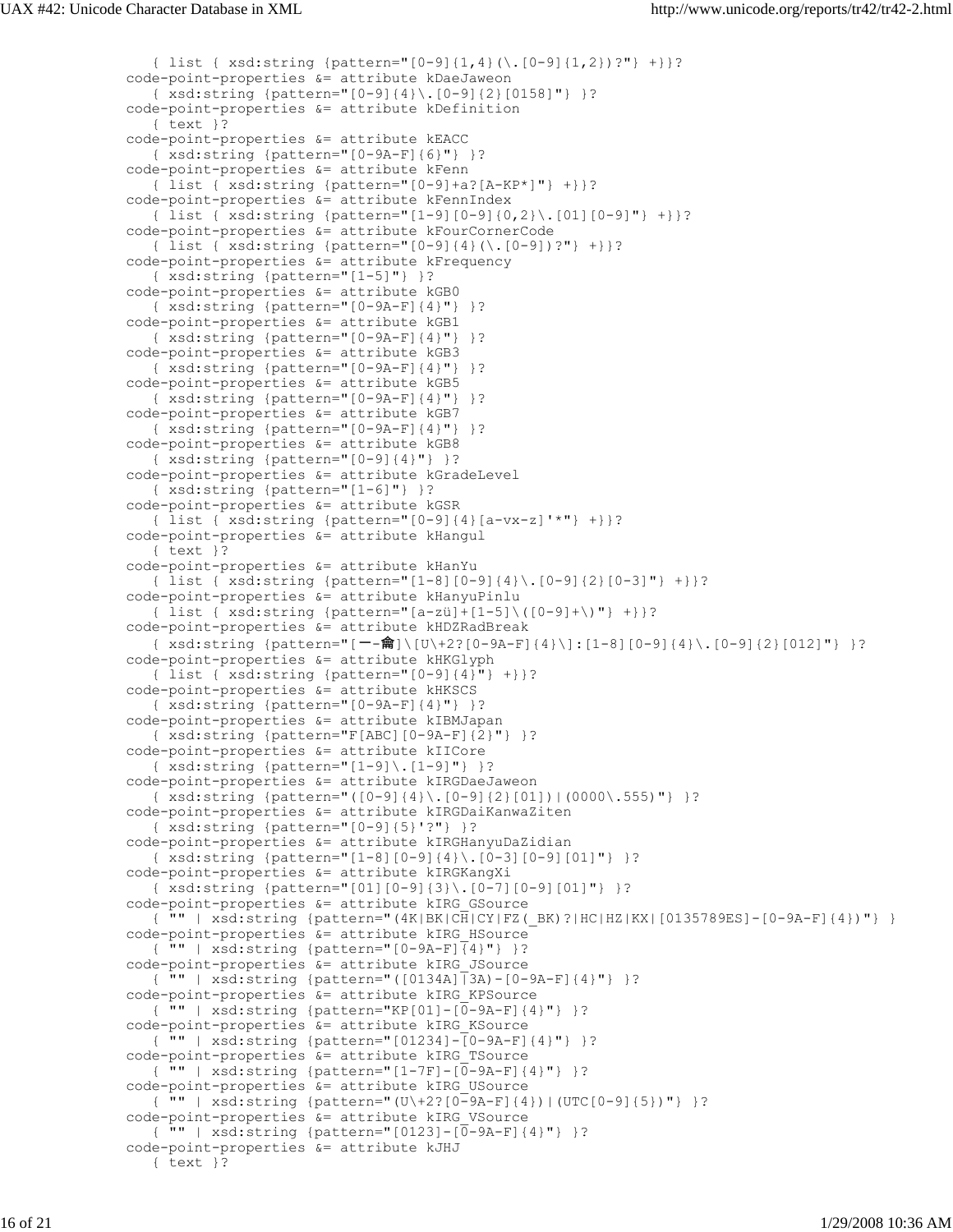```
   { list { xsd:string {pattern="[0-9]{1,4}(\.[0-9]{1,2})?"} +}}?
code-point-properties &= attribute kDaeJaweon
   { xsd:string {pattern="[0-9]{4}\.[0-9]{2}[0158]"} }?
code-point-properties &= attribute kDefinition
   { text }?
code-point-properties &= attribute kEACC
   { xsd:string {pattern="[0-9A-F]{6}"} }?
code-point-properties &= attribute kFenn
   { list { xsd:string {pattern="[0-9]+a?[A-KP*]"} +}}?
code-point-properties &= attribute kFennIndex
   { list { xsd:string {pattern="[1-9][0-9]{0,2}\.[01][0-9]"} +}}?
code-point-properties &= attribute kFourCornerCode
   { list { xsd:string {pattern="[0-9]{4}(\.[0-9])?"} +}}?
code-point-properties &= attribute kFrequency
   { xsd:string {pattern="[1-5]"} }?
code-point-properties &= attribute kGB0
   { xsd:string {pattern="[0-9A-F]{4}"} }?
code-point-properties &= attribute kGB1
   { xsd:string {pattern="[0-9A-F]{4}"} }?
code-point-properties &= attribute kGB3
   { xsd:string {pattern="[0-9A-F]{4}"} }?
code-point-properties &= attribute kGB5
   { xsd:string {pattern="[0-9A-F]{4}"} }?
code-point-properties &= attribute kGB7
   { xsd:string {pattern="[0-9A-F]{4}"} }?
code-point-properties &= attribute kGB8
   { xsd:string {pattern="[0-9]{4}"} }?
code-point-properties &= attribute kGradeLevel
   { xsd:string {pattern="[1-6]"} }?
code-point-properties &= attribute kGSR
   { list { xsd:string {pattern="[0-9]{4}[a-vx-z]'*"} +}}?
code-point-properties &= attribute kHangul
   { text }?
code-point-properties &= attribute kHanYu
   { list { xsd:string {pattern="[1-8][0-9]{4}\.[0-9]{2}[0-3]"} +}}?
code-point-properties &= attribute kHanyuPinlu
   { list { xsd:string {pattern="[a-zü]+[1-5]\([0-9]+\)"} +}}?
code-point-properties &= attribute kHDZRadBreak
   { xsd:string {pattern="[一-龠]\[U\+2?[0-9A-F]{4}\]:[1-8][0-9]{4}\.[0-9]{2}[012]"} }?
code-point-properties &= attribute kHKGlyph
   { list { xsd:string {pattern="[0-9]{4}"} +}}?
code-point-properties &= attribute kHKSCS
   { xsd:string {pattern="[0-9A-F]{4}"} }?
code-point-properties &= attribute kIBMJapan
   { xsd:string {pattern="F[ABC][0-9A-F]{2}"} }?
code-point-properties &= attribute kIICore
   { xsd:string {pattern="[1-9]\.[1-9]"} }?
code-point-properties &= attribute kIRGDaeJaweon
   { xsd:string {pattern="([0-9]{4}\.[0-9]{2}[01])|(0000\.555)"} }?
code-point-properties &= attribute kIRGDaiKanwaZiten
   { xsd:string {pattern="[0-9]{5}'?"} }?
code-point-properties &= attribute kIRGHanyuDaZidian
   { xsd:string {pattern="[1-8][0-9]{4}\.[0-3][0-9][01]"} }?
code-point-properties &= attribute kIRGKangXi
   { xsd:string {pattern="[01][0-9]{3}\.[0-7][0-9][01]"} }?
code-point-properties &= attribute kIRG_GSource
   { "" | xsd:string {pattern="(4K|BK|CH|CY|FZ(_BK)?|HC|HZ|KX|[0135789ES]-[0-9A-F]{4})"} }
code-point-properties &= attribute kIRG_HSource
   { "" | xsd:string {pattern="[0-9A-F]{4}"} }?
code-point-properties &= attribute kIRG_JSource
   { "" | xsd:string {pattern="([0134A]|3A)-[0-9A-F]{4}"} }?
code-point-properties &= attribute kIRG_KPSource
   { "" | xsd:string {pattern="KP[01]-[0-9A-F]{4}"} }?
code-point-properties &= attribute kIRG_KSource
   { "" | xsd:string {pattern="[01234]-[0-9A-F]{4}"} }?
code-point-properties &= attribute kIRG_TSource
   { "" | xsd:string {pattern="[1-7F]-[0-9A-F]{4}"} }?
code-point-properties &= attribute kIRG_USource
   { "" | xsd:string {pattern="(U\+2?[0-9A-F]{4})|(UTC[0-9]{5})"} }?
code-point-properties &= attribute kIRG_VSource
   { "" | xsd:string {pattern="[0123]-[0-9A-F]{4}"} }?
code-point-properties &= attribute kJHJ
   { text }?
```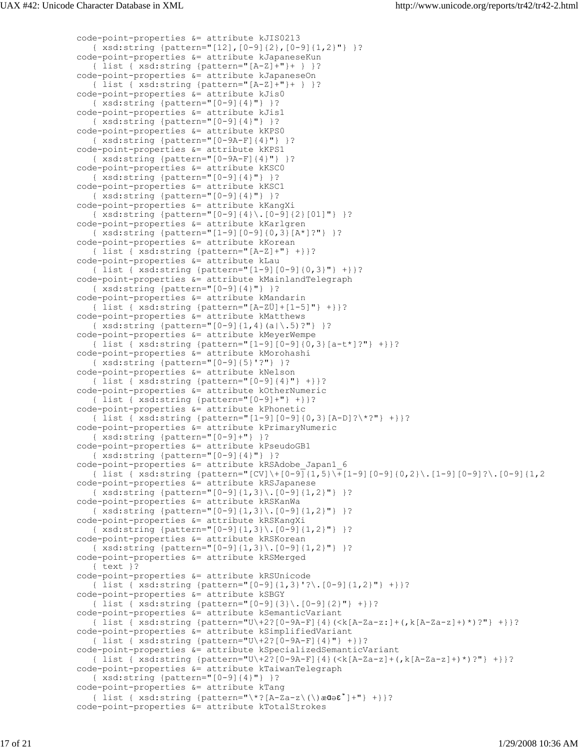```
code-point-properties &= attribute kJIS0213
   { xsd:string {pattern="[12],[0-9]{2},[0-9]{1,2}"} }?
code-point-properties &= attribute kJapaneseKun
   { list { xsd:string {pattern="[A-Z]+"}+ } }?
code-point-properties &= attribute kJapaneseOn
   { list { xsd:string {pattern="[A-Z]+"}+ } }?
code-point-properties &= attribute kJis0
   { xsd:string {pattern="[0-9]{4}"} }?
code-point-properties &= attribute kJis1
   { xsd:string {pattern="[0-9]{4}"} }?
code-point-properties &= attribute kKPS0
   { xsd:string {pattern="[0-9A-F]{4}"} }?
code-point-properties &= attribute kKPS1
   { xsd:string {pattern="[0-9A-F]{4}"} }?
code-point-properties &= attribute kKSC0
   { xsd:string {pattern="[0-9]{4}"} }?
code-point-properties &= attribute kKSC1
   { xsd:string {pattern="[0-9]{4}"} }?
code-point-properties &= attribute kKangXi
   { xsd:string {pattern="[0-9]{4}\.[0-9]{2}[01]"} }?
code-point-properties &= attribute kKarlgren
   { xsd:string {pattern="[1-9][0-9]{0,3}[A*]?"} }?
code-point-properties &= attribute kKorean
   { list { xsd:string {pattern="[A-Z]+"} +}}?
code-point-properties &= attribute kLau
   { list { xsd:string {pattern="[1-9][0-9]{0,3}"} +}}?
code-point-properties &= attribute kMainlandTelegraph
   { xsd:string {pattern="[0-9]{4}"} }?
code-point-properties &= attribute kMandarin
   { list { xsd:string {pattern="[A-ZÜ]+[1-5]"} +}}?
code-point-properties &= attribute kMatthews
   { xsd:string {pattern="[0-9]{1,4}(a|\.5)?"} }?
code-point-properties &= attribute kMeyerWempe
   { list { xsd:string {pattern="[1-9][0-9]{0,3}[a-t*]?"} +}}?
code-point-properties &= attribute kMorohashi
   { xsd:string {pattern="[0-9]{5}'?"} }?
code-point-properties &= attribute kNelson
   { list { xsd:string {pattern="[0-9]{4}"} +}}?
code-point-properties &= attribute kOtherNumeric
   { list { xsd:string {pattern="[0-9]+"} +}}?
code-point-properties &= attribute kPhonetic
   { list { xsd:string {pattern="[1-9][0-9]{0,3}[A-D]?\*?"} +}}?
code-point-properties &= attribute kPrimaryNumeric
   { xsd:string {pattern="[0-9]+"} }?
code-point-properties &= attribute kPseudoGB1
   { xsd:string {pattern="[0-9]{4}"} }?
code-point-properties &= attribute kRSAdobe_Japan1_6
   { list { xsd:string {pattern="[CV]\+[0-9]{1,5}\+[1-9][0-9]{0,2}\.[1-9][0-9]?\.[0-9]{1,2
code-point-properties &= attribute kRSJapanese
   { xsd:string {pattern="[0-9]{1,3}\.[0-9]{1,2}"} }?
code-point-properties &= attribute kRSKanWa
   { xsd:string {pattern="[0-9]{1,3}\.[0-9]{1,2}"} }?
code-point-properties &= attribute kRSKangXi
   { xsd:string {pattern="[0-9]{1,3}\.[0-9]{1,2}"} }?
code-point-properties &= attribute kRSKorean
   { xsd:string {pattern="[0-9]{1,3}\.[0-9]{1,2}"} }?
code-point-properties &= attribute kRSMerged
   { text }?
code-point-properties &= attribute kRSUnicode
   { list { xsd:string {pattern="[0-9]{1,3}'?\.[0-9]{1,2}"} +}}?
code-point-properties &= attribute kSBGY
   { list { xsd:string {pattern="[0-9]{3}\.[0-9]{2}"} +}}?
code-point-properties &= attribute kSemanticVariant
   { list { xsd:string {pattern="U\+2?[0-9A-F]{4}(<k[A-Za-z:]+(,k[A-Za-z]+)*)?"} +}}?
code-point-properties &= attribute kSimplifiedVariant
   { list { xsd:string {pattern="U\+2?[0-9A-F]{4}"} +}}?
code-point-properties &= attribute kSpecializedSemanticVariant
   { list { xsd:string {pattern="U\+2?[0-9A-F]{4}(<k[A-Za-z]+(,k[A-Za-z]+)*)?"} +}}?
code-point-properties &= attribute kTaiwanTelegraph
   { xsd:string {pattern="[0-9]{4}"} }?
code-point-properties &= attribute kTang
   { list { xsd:string {pattern="\*?[A-Za-z\(\)æɑəɛ̌]+"} +}}?
code-point-properties &= attribute kTotalStrokes
```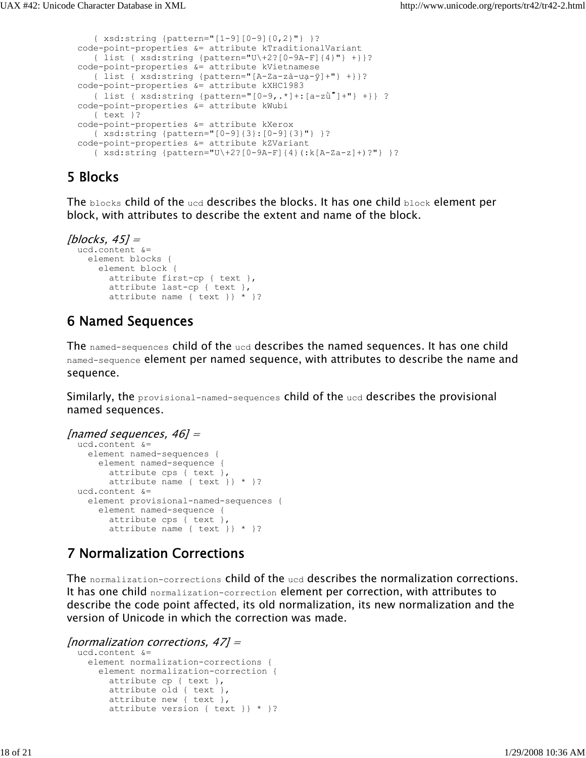```
   { xsd:string {pattern="[1-9][0-9]{0,2}"} }?
code-point-properties &= attribute kTraditionalVariant
   { list { xsd:string {pattern="U\+2?[0-9A-F]{4}"} +}}?
code-point-properties &= attribute kVietnamese
   { list { xsd:string {pattern="[A-Za-zà-ưạ-ỹ]+"} +}}?
code-point-properties &= attribute kXHC1983
   { list { xsd:string {pattern="[0-9,.*]+:[a-zǜ̌]+"} +}} ?
code-point-properties &= attribute kWubi
   { text }?
code-point-properties &= attribute kXerox
   { xsd:string {pattern="[0-9]{3}:[0-9]{3}"} }?
code-point-properties &= attribute kZVariant
   { xsd:string {pattern="U\+2?[0-9A-F]{4}(:k[A-Za-z]+)?"} }?
```

## 5 Blocks

The `blocks` child of the `ucd` describes the blocks. It has one child `block` element per block, with attributes to describe the extent and name of the block.

*[blocks, 45] =*

```
ucd.content &=
  element blocks {
    element block {
      attribute first-cp { text },
      attribute last-cp { text },
      attribute name { text }} * }?
```

## 6 Named Sequences

The `named-sequences` child of the `ucd` describes the named sequences. It has one child `named-sequence` element per named sequence, with attributes to describe the name and sequence.

Similarly, the `provisional-named-sequences` child of the `ucd` describes the provisional named sequences.

*[named sequences, 46] =*

```
ucd.content &=
  element named-sequences {
    element named-sequence {
      attribute cps { text },
      attribute name { text }} * }?
ucd.content &=
  element provisional-named-sequences {
    element named-sequence {
      attribute cps { text },
      attribute name { text }} * }?
```

## 7 Normalization Corrections

The `normalization-corrections` child of the `ucd` describes the normalization corrections. It has one child `normalization-correction` element per correction, with attributes to describe the code point affected, its old normalization, its new normalization and the version of Unicode in which the correction was made.

*[normalization corrections, 47] =*

```
ucd.content &=
  element normalization-corrections {
    element normalization-correction {
      attribute cp { text },
      attribute old { text },
      attribute new { text },
      attribute version { text }} * }?
```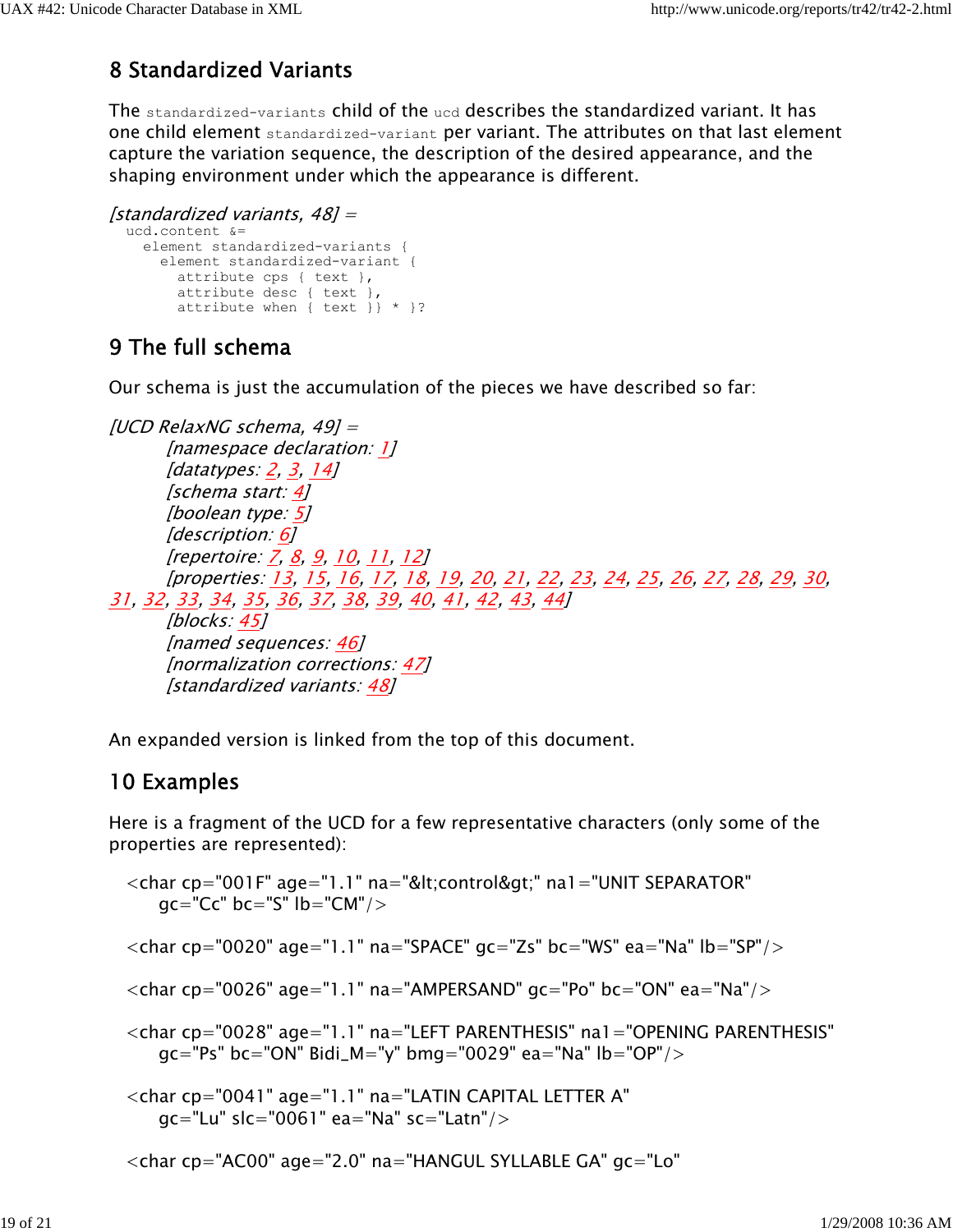## 8 Standardized Variants

The `standardized-variants` child of the `ucd` describes the standardized variant. It has one child element `standardized-variant` per variant. The attributes on that last element capture the variation sequence, the description of the desired appearance, and the shaping environment under which the appearance is different.

*[standardized variants, 48] =*

```
ucd.content &=
  element standardized-variants {
    element standardized-variant {
      attribute cps { text },
      attribute desc { text },
      attribute when { text }} * }?
```

## 9 The full schema

Our schema is just the accumulation of the pieces we have described so far:

*[UCD RelaxNG schema, 49] =*

*[namespace declaration: 1]*
*[datatypes: 2, 3, 14]*
*[schema start: 4]*
*[boolean type: 5]*
*[description: 6]*
*[repertoire: 7, 8, 9, 10, 11, 12]*
*[properties: 13, 15, 16, 17, 18, 19, 20, 21, 22, 23, 24, 25, 26, 27, 28, 29, 30, 31, 32, 33, 34, 35, 36, 37, 38, 39, 40, 41, 42, 43, 44]*
*[blocks: 45]*
*[named sequences: 46]*
*[normalization corrections: 47]*
*[standardized variants: 48]*

An expanded version is linked from the top of this document.

## 10 Examples

Here is a fragment of the UCD for a few representative characters (only some of the properties are represented):

```
<char cp="001F" age="1.1" na="&lt;control&gt;" na1="UNIT SEPARATOR"
    gc="Cc" bc="S" lb="CM"/>

<char cp="0020" age="1.1" na="SPACE" gc="Zs" bc="WS" ea="Na" lb="SP"/>

<char cp="0026" age="1.1" na="AMPERSAND" gc="Po" bc="ON" ea="Na"/>

<char cp="0028" age="1.1" na="LEFT PARENTHESIS" na1="OPENING PARENTHESIS"
    gc="Ps" bc="ON" Bidi_M="y" bmg="0029" ea="Na" lb="OP"/>

<char cp="0041" age="1.1" na="LATIN CAPITAL LETTER A"
    gc="Lu" slc="0061" ea="Na" sc="Latn"/>

<char cp="AC00" age="2.0" na="HANGUL SYLLABLE GA" gc="Lo"
```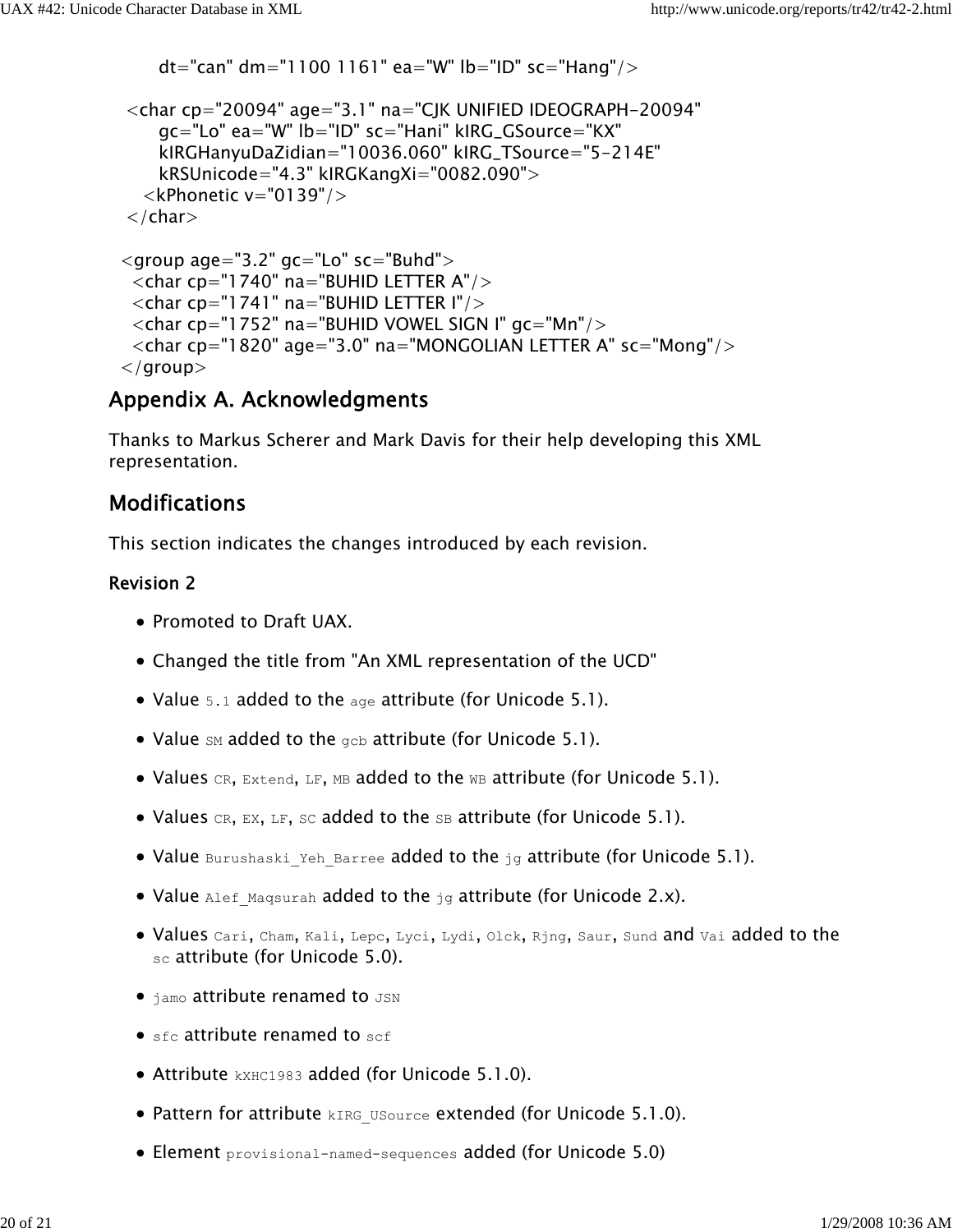```
    dt="can" dm="1100 1161" ea="W" lb="ID" sc="Hang"/>

  <char cp="20094" age="3.1" na="CJK UNIFIED IDEOGRAPH-20094"
        gc="Lo" ea="W" lb="ID" sc="Hani" kIRG_GSource="KX"
        kIRGHanyuDaZidian="10036.060" kIRG_TSource="5-214E"
        kRSUnicode="4.3" kIRGKangXi="0082.090">
     <kPhonetic v="0139"/>
  </char>

  <group age="3.2" gc="Lo" sc="Buhd">
    <char cp="1740" na="BUHID LETTER A"/>
    <char cp="1741" na="BUHID LETTER I"/>
    <char cp="1752" na="BUHID VOWEL SIGN I" gc="Mn"/>
    <char cp="1820" age="3.0" na="MONGOLIAN LETTER A" sc="Mong"/>
  </group>
```

## Appendix A. Acknowledgments

Thanks to Markus Scherer and Mark Davis for their help developing this XML representation.

## Modifications

This section indicates the changes introduced by each revision.

### Revision 2

- Promoted to Draft UAX.
- Changed the title from "An XML representation of the UCD"
- Value `5.1` added to the `age` attribute (for Unicode 5.1).
- Value `SM` added to the `gcb` attribute (for Unicode 5.1).
- Values `CR`, `Extend`, `LF`, `MB` added to the `WB` attribute (for Unicode 5.1).
- Values `CR`, `EX`, `LF`, `SC` added to the `SB` attribute (for Unicode 5.1).
- Value `Burushaski_Yeh_Barree` added to the `jg` attribute (for Unicode 5.1).
- Value `Alef_Maqsurah` added to the `jg` attribute (for Unicode 2.x).
- Values `Cari`, `Cham`, `Kali`, `Lepc`, `Lyci`, `Lydi`, `Olck`, `Rjng`, `Saur`, `Sund` and `Vai` added to the `sc` attribute (for Unicode 5.0).
- `jamo` attribute renamed to `JSN`
- `sfc` attribute renamed to `scf`
- Attribute `kXHC1983` added (for Unicode 5.1.0).
- Pattern for attribute `kIRG_USource` extended (for Unicode 5.1.0).
- Element `provisional-named-sequences` added (for Unicode 5.0)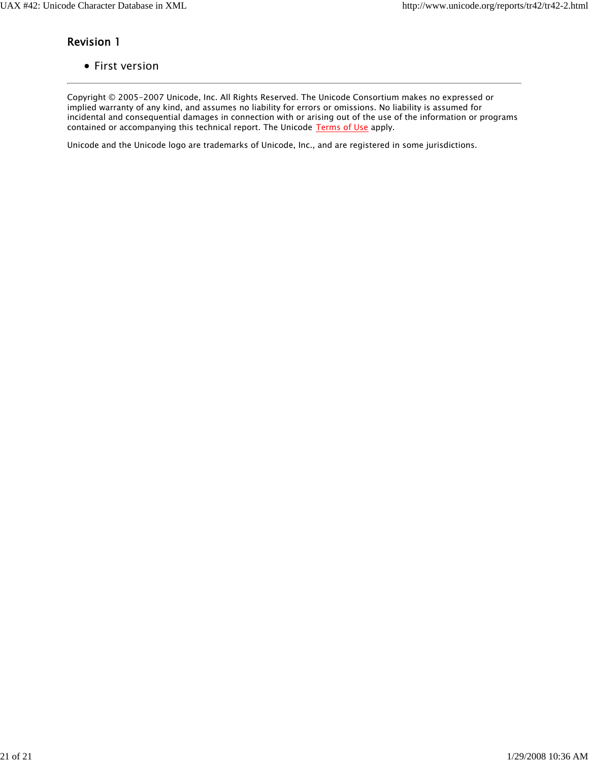### Revision 1

- First version

---

Copyright © 2005-2007 Unicode, Inc. All Rights Reserved. The Unicode Consortium makes no expressed or implied warranty of any kind, and assumes no liability for errors or omissions. No liability is assumed for incidental and consequential damages in connection with or arising out of the use of the information or programs contained or accompanying this technical report. The Unicode Terms of Use apply.

Unicode and the Unicode logo are trademarks of Unicode, Inc., and are registered in some jurisdictions.